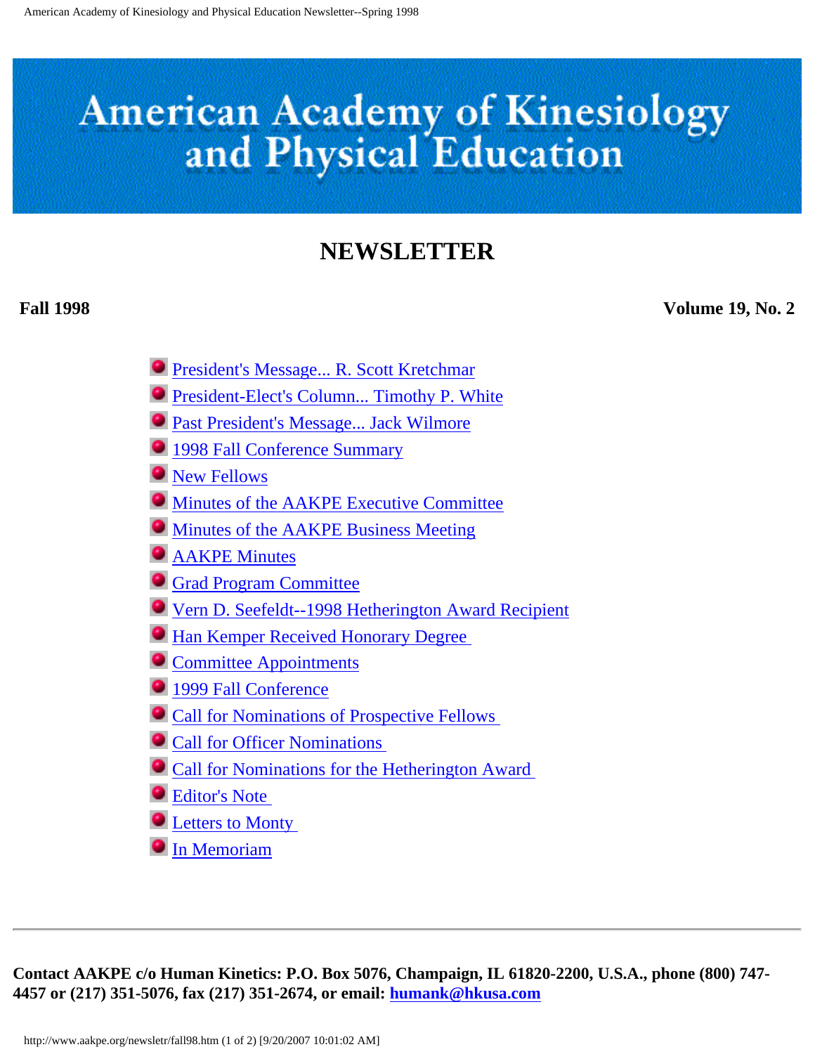# American Academy of Kinesiology and Physical Education

## NEWSLETTER

**Fall 1998** **Volume 19, No. 2**

- President's Message... R. Scott Kretchmar
- President-Elect's Column... Timothy P. White
- Past President's Message... Jack Wilmore
- 1998 Fall Conference Summary
- New Fellows
- Minutes of the AAKPE Executive Committee
- Minutes of the AAKPE Business Meeting
- AAKPE Minutes
- Grad Program Committee
- Vern D. Seefeldt--1998 Hetherington Award Recipient
- Han Kemper Received Honorary Degree
- Committee Appointments
- 1999 Fall Conference
- Call for Nominations of Prospective Fellows
- Call for Officer Nominations
- Call for Nominations for the Hetherington Award
- Editor's Note
- Letters to Monty
- In Memoriam

---

**Contact AAKPE c/o Human Kinetics: P.O. Box 5076, Champaign, IL 61820-2200, U.S.A., phone (800) 747-4457 or (217) 351-5076, fax (217) 351-2674, or email: humank@hkusa.com**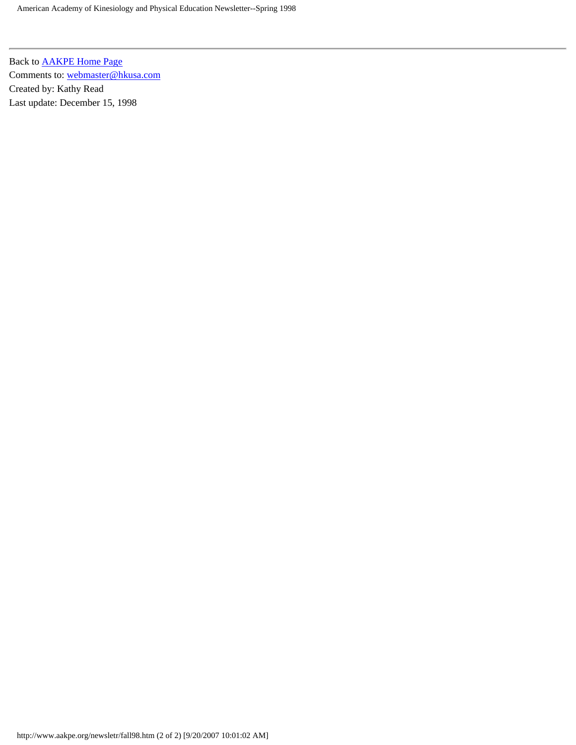---

Back to [AAKPE Home Page]

Comments to: [webmaster@hkusa.com]

Created by: Kathy Read

Last update: December 15, 1998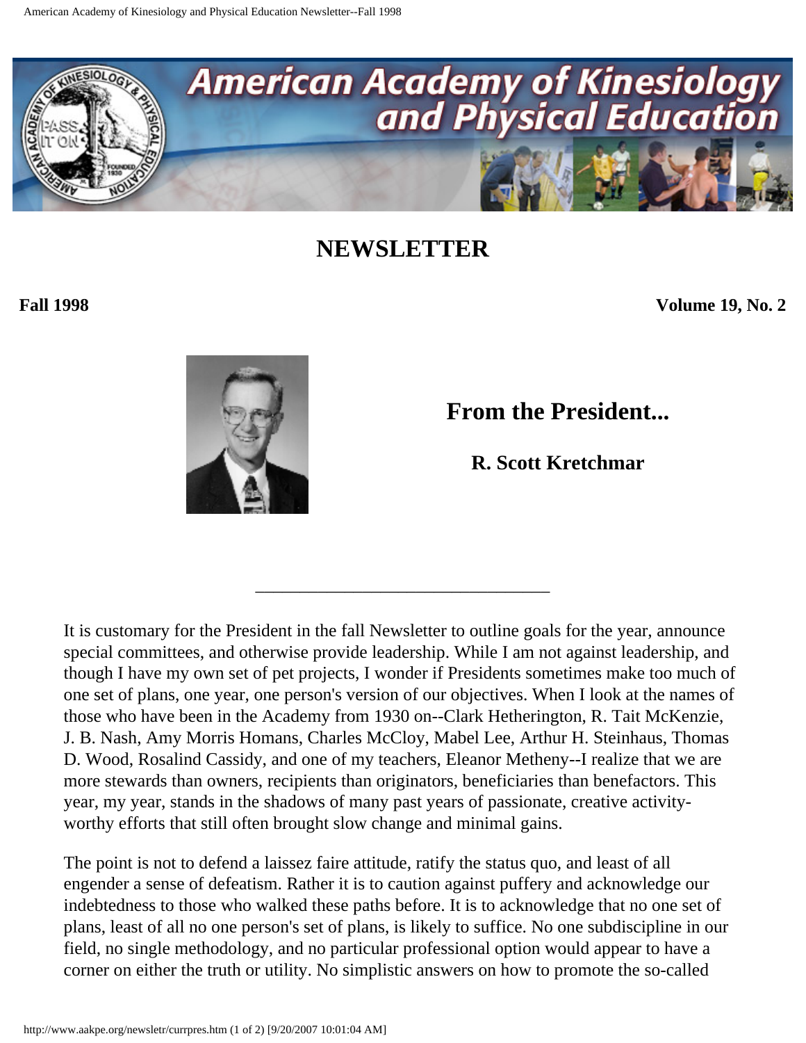# NEWSLETTER

**Fall 1998** **Volume 19, No. 2**

## From the President...

### R. Scott Kretchmar

---

It is customary for the President in the fall Newsletter to outline goals for the year, announce special committees, and otherwise provide leadership. While I am not against leadership, and though I have my own set of pet projects, I wonder if Presidents sometimes make too much of one set of plans, one year, one person's version of our objectives. When I look at the names of those who have been in the Academy from 1930 on--Clark Hetherington, R. Tait McKenzie, J. B. Nash, Amy Morris Homans, Charles McCloy, Mabel Lee, Arthur H. Steinhaus, Thomas D. Wood, Rosalind Cassidy, and one of my teachers, Eleanor Metheny--I realize that we are more stewards than owners, recipients than originators, beneficiaries than benefactors. This year, my year, stands in the shadows of many past years of passionate, creative activity-worthy efforts that still often brought slow change and minimal gains.

The point is not to defend a laissez faire attitude, ratify the status quo, and least of all engender a sense of defeatism. Rather it is to caution against puffery and acknowledge our indebtedness to those who walked these paths before. It is to acknowledge that no one set of plans, least of all no one person's set of plans, is likely to suffice. No one subdiscipline in our field, no single methodology, and no particular professional option would appear to have a corner on either the truth or utility. No simplistic answers on how to promote the so-called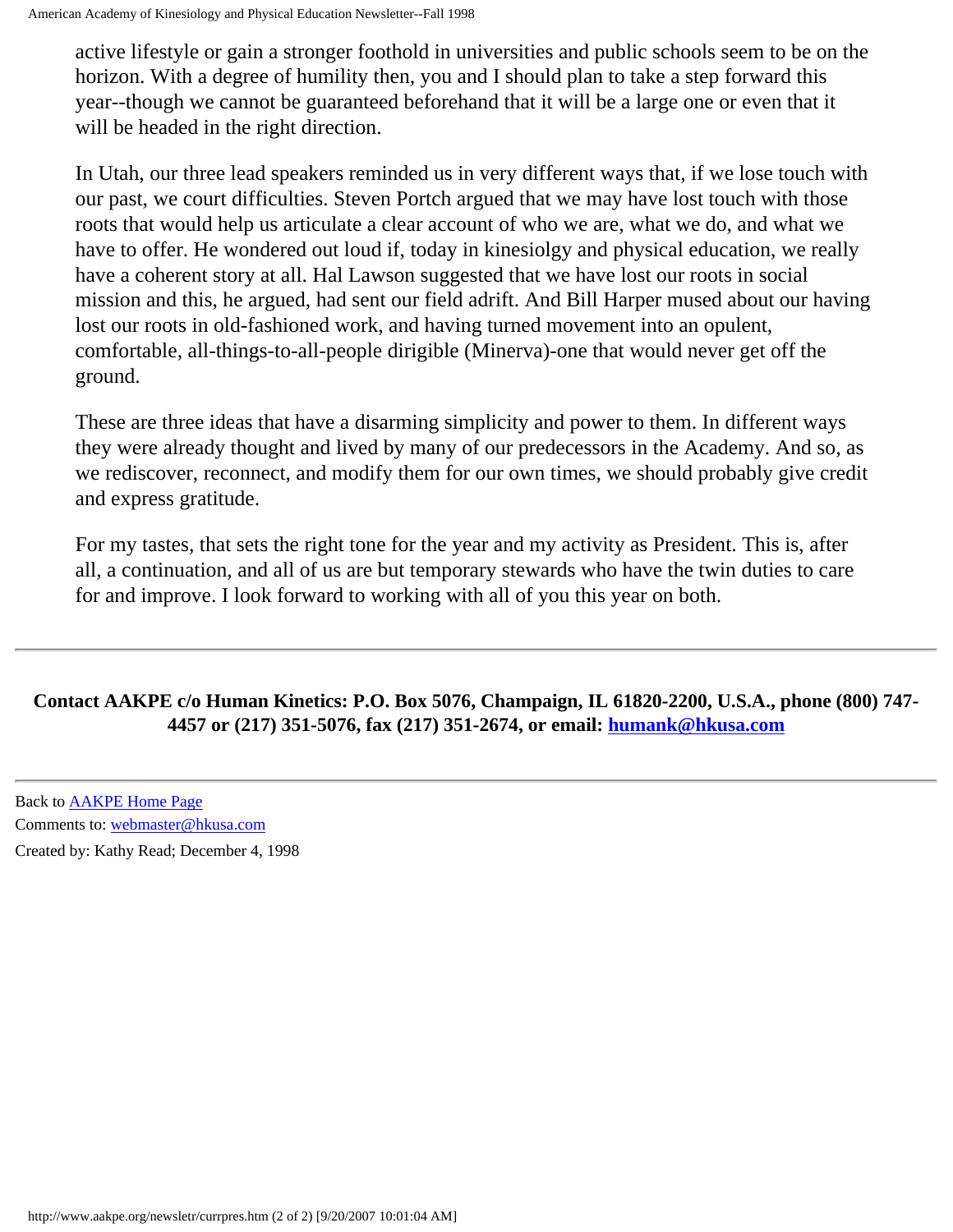active lifestyle or gain a stronger foothold in universities and public schools seem to be on the horizon. With a degree of humility then, you and I should plan to take a step forward this year--though we cannot be guaranteed beforehand that it will be a large one or even that it will be headed in the right direction.

In Utah, our three lead speakers reminded us in very different ways that, if we lose touch with our past, we court difficulties. Steven Portch argued that we may have lost touch with those roots that would help us articulate a clear account of who we are, what we do, and what we have to offer. He wondered out loud if, today in kinesiolgy and physical education, we really have a coherent story at all. Hal Lawson suggested that we have lost our roots in social mission and this, he argued, had sent our field adrift. And Bill Harper mused about our having lost our roots in old-fashioned work, and having turned movement into an opulent, comfortable, all-things-to-all-people dirigible (Minerva)-one that would never get off the ground.

These are three ideas that have a disarming simplicity and power to them. In different ways they were already thought and lived by many of our predecessors in the Academy. And so, as we rediscover, reconnect, and modify them for our own times, we should probably give credit and express gratitude.

For my tastes, that sets the right tone for the year and my activity as President. This is, after all, a continuation, and all of us are but temporary stewards who have the twin duties to care for and improve. I look forward to working with all of you this year on both.

---

**Contact AAKPE c/o Human Kinetics: P.O. Box 5076, Champaign, IL 61820-2200, U.S.A., phone (800) 747-4457 or (217) 351-5076, fax (217) 351-2674, or email: humank@hkusa.com**

---

Back to AAKPE Home Page

Comments to: webmaster@hkusa.com

Created by: Kathy Read; December 4, 1998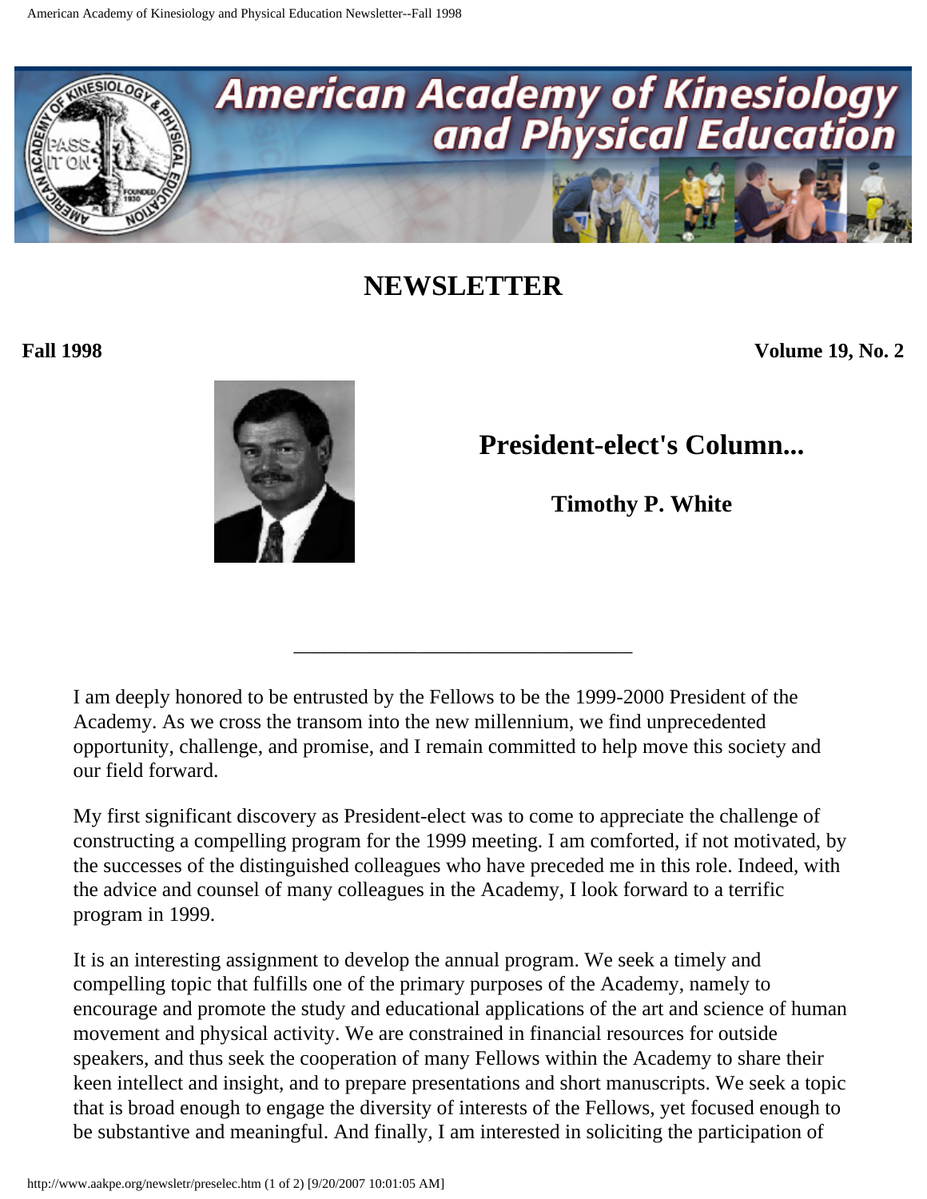# NEWSLETTER

**Fall 1998** **Volume 19, No. 2**

## President-elect's Column...

**Timothy P. White**

---

I am deeply honored to be entrusted by the Fellows to be the 1999-2000 President of the Academy. As we cross the transom into the new millennium, we find unprecedented opportunity, challenge, and promise, and I remain committed to help move this society and our field forward.

My first significant discovery as President-elect was to come to appreciate the challenge of constructing a compelling program for the 1999 meeting. I am comforted, if not motivated, by the successes of the distinguished colleagues who have preceded me in this role. Indeed, with the advice and counsel of many colleagues in the Academy, I look forward to a terrific program in 1999.

It is an interesting assignment to develop the annual program. We seek a timely and compelling topic that fulfills one of the primary purposes of the Academy, namely to encourage and promote the study and educational applications of the art and science of human movement and physical activity. We are constrained in financial resources for outside speakers, and thus seek the cooperation of many Fellows within the Academy to share their keen intellect and insight, and to prepare presentations and short manuscripts. We seek a topic that is broad enough to engage the diversity of interests of the Fellows, yet focused enough to be substantive and meaningful. And finally, I am interested in soliciting the participation of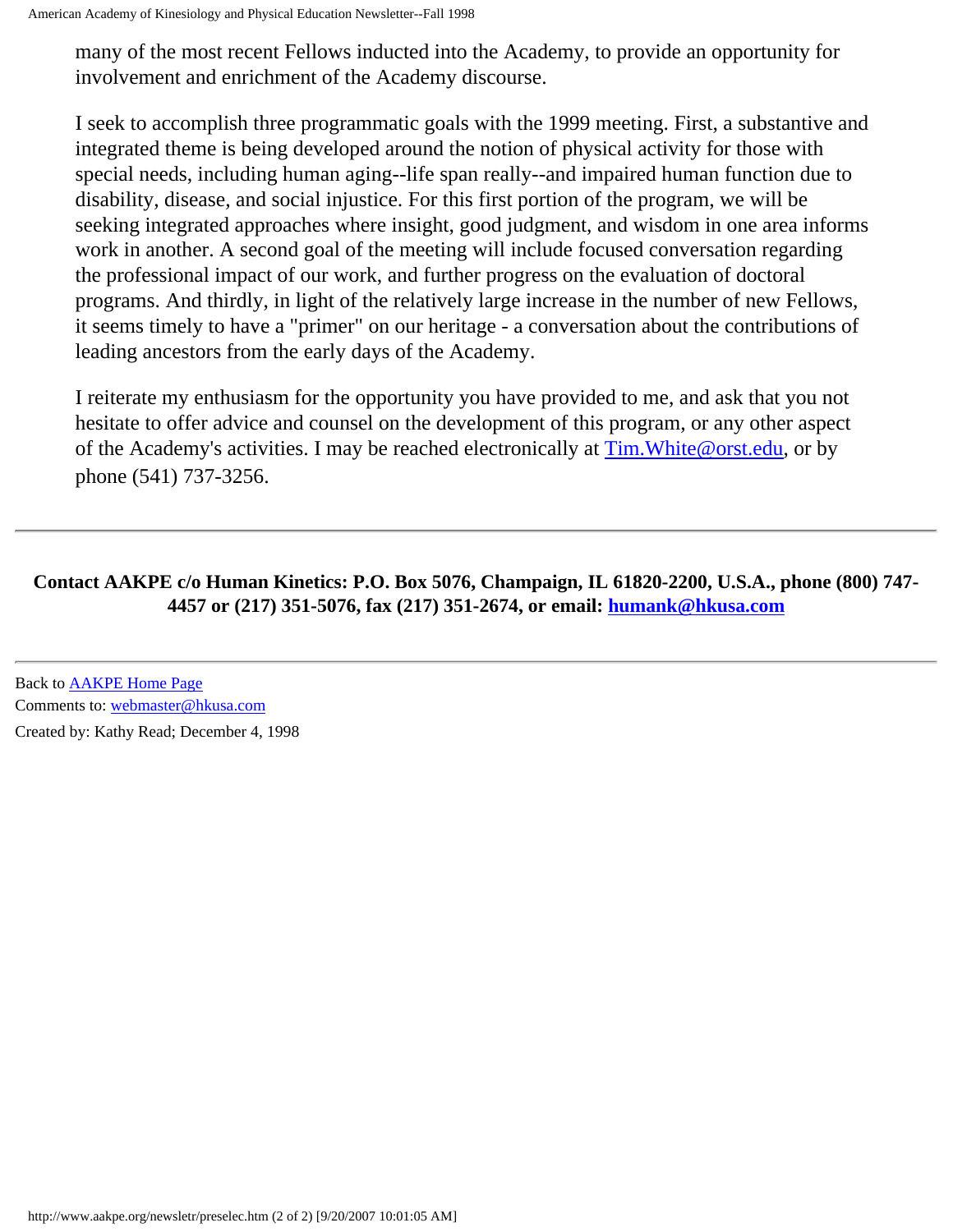many of the most recent Fellows inducted into the Academy, to provide an opportunity for involvement and enrichment of the Academy discourse.

I seek to accomplish three programmatic goals with the 1999 meeting. First, a substantive and integrated theme is being developed around the notion of physical activity for those with special needs, including human aging--life span really--and impaired human function due to disability, disease, and social injustice. For this first portion of the program, we will be seeking integrated approaches where insight, good judgment, and wisdom in one area informs work in another. A second goal of the meeting will include focused conversation regarding the professional impact of our work, and further progress on the evaluation of doctoral programs. And thirdly, in light of the relatively large increase in the number of new Fellows, it seems timely to have a "primer" on our heritage - a conversation about the contributions of leading ancestors from the early days of the Academy.

I reiterate my enthusiasm for the opportunity you have provided to me, and ask that you not hesitate to offer advice and counsel on the development of this program, or any other aspect of the Academy's activities. I may be reached electronically at Tim.White@orst.edu, or by phone (541) 737-3256.

---

**Contact AAKPE c/o Human Kinetics: P.O. Box 5076, Champaign, IL 61820-2200, U.S.A., phone (800) 747-4457 or (217) 351-5076, fax (217) 351-2674, or email: humank@hkusa.com**

---

Back to AAKPE Home Page
Comments to: webmaster@hkusa.com
Created by: Kathy Read; December 4, 1998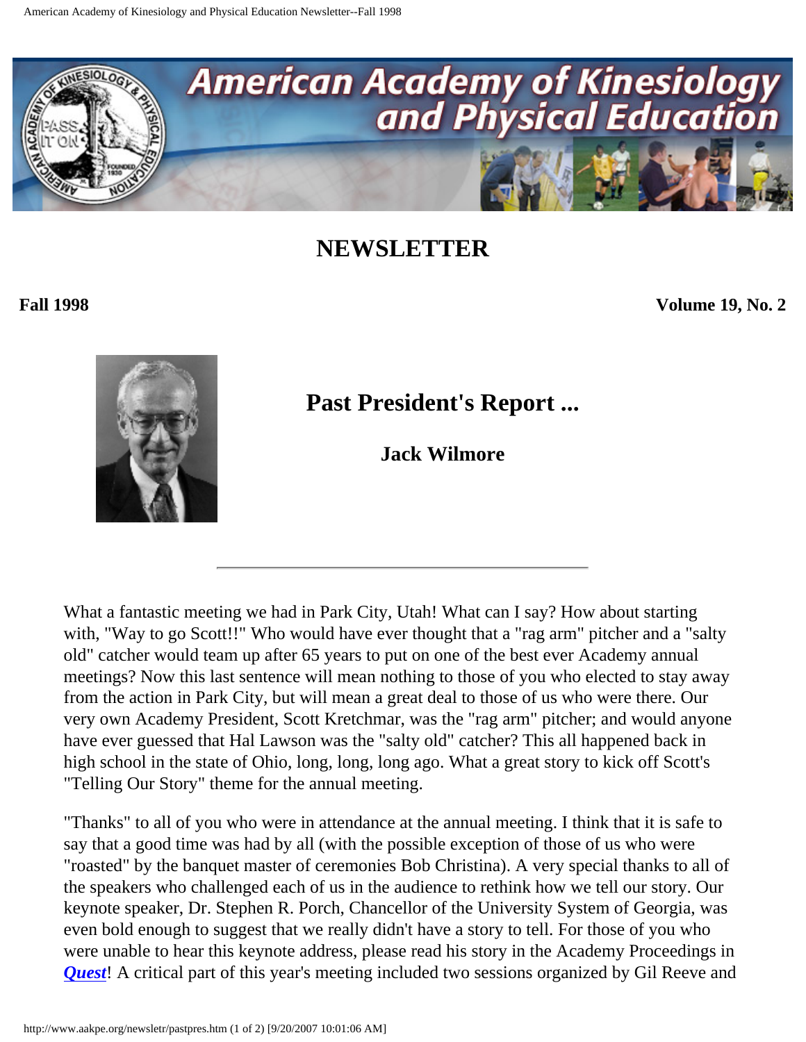# NEWSLETTER

**Fall 1998** **Volume 19, No. 2**

## Past President's Report ...

### Jack Wilmore

---

What a fantastic meeting we had in Park City, Utah! What can I say? How about starting with, "Way to go Scott!!" Who would have ever thought that a "rag arm" pitcher and a "salty old" catcher would team up after 65 years to put on one of the best ever Academy annual meetings? Now this last sentence will mean nothing to those of you who elected to stay away from the action in Park City, but will mean a great deal to those of us who were there. Our very own Academy President, Scott Kretchmar, was the "rag arm" pitcher; and would anyone have ever guessed that Hal Lawson was the "salty old" catcher? This all happened back in high school in the state of Ohio, long, long, long ago. What a great story to kick off Scott's "Telling Our Story" theme for the annual meeting.

"Thanks" to all of you who were in attendance at the annual meeting. I think that it is safe to say that a good time was had by all (with the possible exception of those of us who were "roasted" by the banquet master of ceremonies Bob Christina). A very special thanks to all of the speakers who challenged each of us in the audience to rethink how we tell our story. Our keynote speaker, Dr. Stephen R. Porch, Chancellor of the University System of Georgia, was even bold enough to suggest that we really didn't have a story to tell. For those of you who were unable to hear this keynote address, please read his story in the Academy Proceedings in ***Quest***! A critical part of this year's meeting included two sessions organized by Gil Reeve and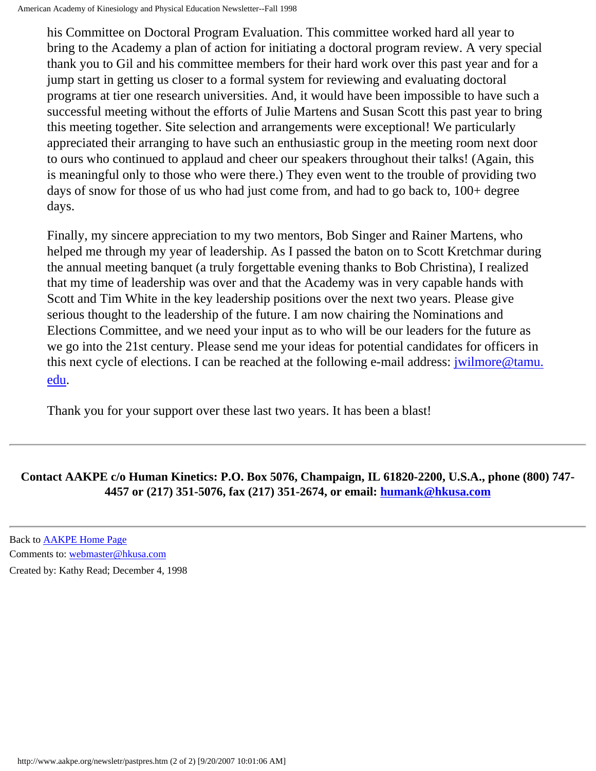his Committee on Doctoral Program Evaluation. This committee worked hard all year to bring to the Academy a plan of action for initiating a doctoral program review. A very special thank you to Gil and his committee members for their hard work over this past year and for a jump start in getting us closer to a formal system for reviewing and evaluating doctoral programs at tier one research universities. And, it would have been impossible to have such a successful meeting without the efforts of Julie Martens and Susan Scott this past year to bring this meeting together. Site selection and arrangements were exceptional! We particularly appreciated their arranging to have such an enthusiastic group in the meeting room next door to ours who continued to applaud and cheer our speakers throughout their talks! (Again, this is meaningful only to those who were there.) They even went to the trouble of providing two days of snow for those of us who had just come from, and had to go back to, 100+ degree days.

Finally, my sincere appreciation to my two mentors, Bob Singer and Rainer Martens, who helped me through my year of leadership. As I passed the baton on to Scott Kretchmar during the annual meeting banquet (a truly forgettable evening thanks to Bob Christina), I realized that my time of leadership was over and that the Academy was in very capable hands with Scott and Tim White in the key leadership positions over the next two years. Please give serious thought to the leadership of the future. I am now chairing the Nominations and Elections Committee, and we need your input as to who will be our leaders for the future as we go into the 21st century. Please send me your ideas for potential candidates for officers in this next cycle of elections. I can be reached at the following e-mail address: [jwilmore@tamu.edu](mailto:jwilmore@tamu.edu).

Thank you for your support over these last two years. It has been a blast!

---

**Contact AAKPE c/o Human Kinetics: P.O. Box 5076, Champaign, IL 61820-2200, U.S.A., phone (800) 747-4457 or (217) 351-5076, fax (217) 351-2674, or email: [humank@hkusa.com](mailto:humank@hkusa.com)**

---

Back to [AAKPE Home Page]

Comments to: [webmaster@hkusa.com](mailto:webmaster@hkusa.com)

Created by: Kathy Read; December 4, 1998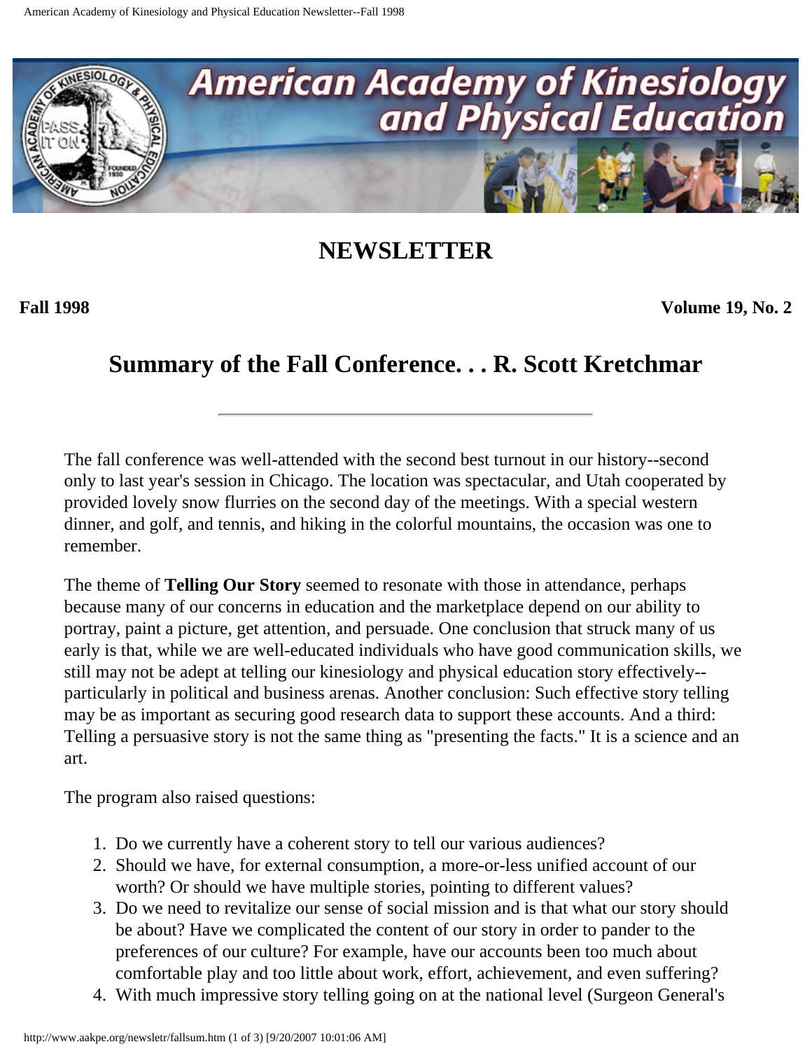# NEWSLETTER

**Fall 1998** **Volume 19, No. 2**

## Summary of the Fall Conference. . . R. Scott Kretchmar

---

The fall conference was well-attended with the second best turnout in our history--second only to last year's session in Chicago. The location was spectacular, and Utah cooperated by provided lovely snow flurries on the second day of the meetings. With a special western dinner, and golf, and tennis, and hiking in the colorful mountains, the occasion was one to remember.

The theme of **Telling Our Story** seemed to resonate with those in attendance, perhaps because many of our concerns in education and the marketplace depend on our ability to portray, paint a picture, get attention, and persuade. One conclusion that struck many of us early is that, while we are well-educated individuals who have good communication skills, we still may not be adept at telling our kinesiology and physical education story effectively--particularly in political and business arenas. Another conclusion: Such effective story telling may be as important as securing good research data to support these accounts. And a third: Telling a persuasive story is not the same thing as "presenting the facts." It is a science and an art.

The program also raised questions:

1. Do we currently have a coherent story to tell our various audiences?
2. Should we have, for external consumption, a more-or-less unified account of our worth? Or should we have multiple stories, pointing to different values?
3. Do we need to revitalize our sense of social mission and is that what our story should be about? Have we complicated the content of our story in order to pander to the preferences of our culture? For example, have our accounts been too much about comfortable play and too little about work, effort, achievement, and even suffering?
4. With much impressive story telling going on at the national level (Surgeon General's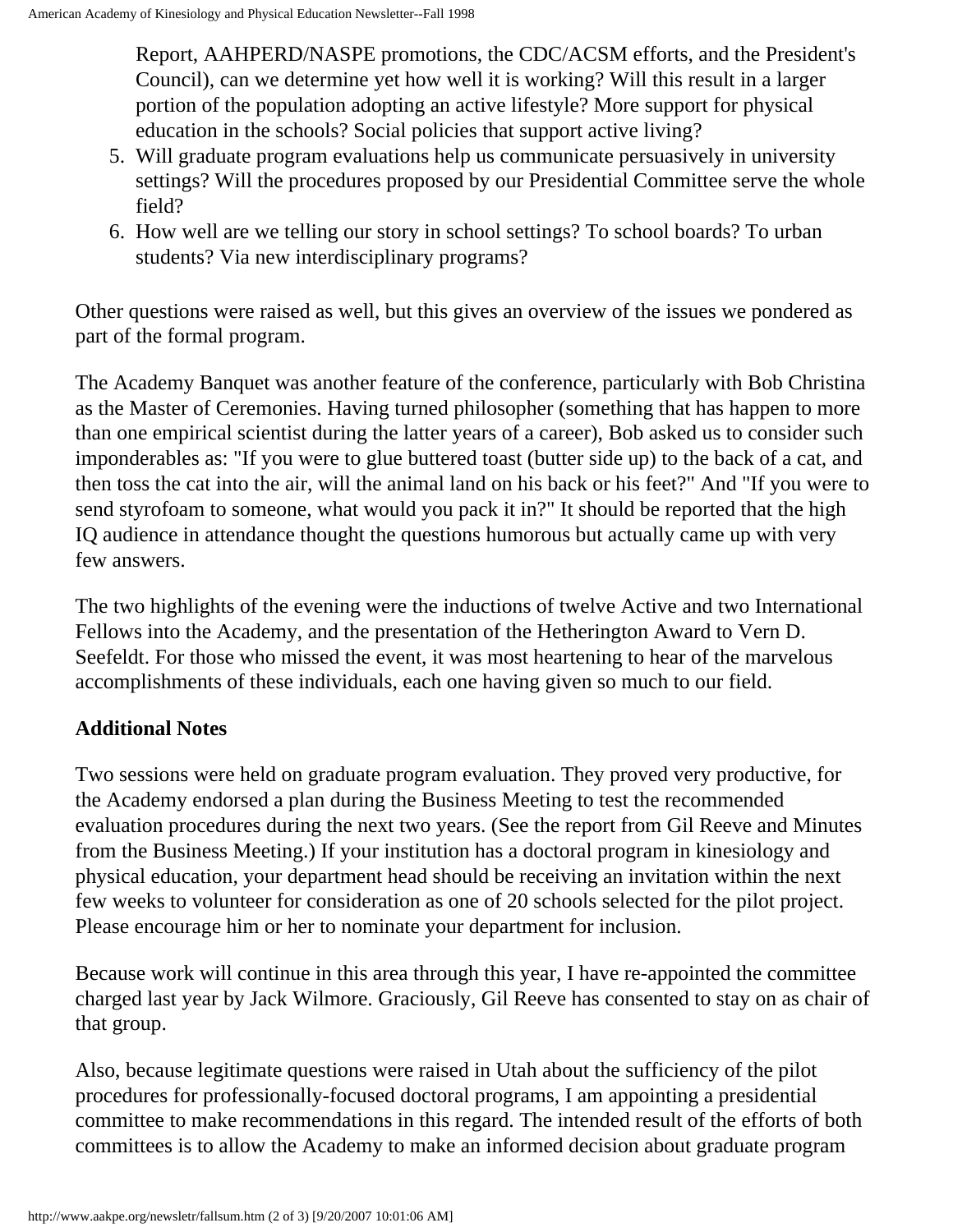Report, AAHPERD/NASPE promotions, the CDC/ACSM efforts, and the President's Council), can we determine yet how well it is working? Will this result in a larger portion of the population adopting an active lifestyle? More support for physical education in the schools? Social policies that support active living?

5. Will graduate program evaluations help us communicate persuasively in university settings? Will the procedures proposed by our Presidential Committee serve the whole field?
6. How well are we telling our story in school settings? To school boards? To urban students? Via new interdisciplinary programs?

Other questions were raised as well, but this gives an overview of the issues we pondered as part of the formal program.

The Academy Banquet was another feature of the conference, particularly with Bob Christina as the Master of Ceremonies. Having turned philosopher (something that has happen to more than one empirical scientist during the latter years of a career), Bob asked us to consider such imponderables as: "If you were to glue buttered toast (butter side up) to the back of a cat, and then toss the cat into the air, will the animal land on his back or his feet?" And "If you were to send styrofoam to someone, what would you pack it in?" It should be reported that the high IQ audience in attendance thought the questions humorous but actually came up with very few answers.

The two highlights of the evening were the inductions of twelve Active and two International Fellows into the Academy, and the presentation of the Hetherington Award to Vern D. Seefeldt. For those who missed the event, it was most heartening to hear of the marvelous accomplishments of these individuals, each one having given so much to our field.

**Additional Notes**

Two sessions were held on graduate program evaluation. They proved very productive, for the Academy endorsed a plan during the Business Meeting to test the recommended evaluation procedures during the next two years. (See the report from Gil Reeve and Minutes from the Business Meeting.) If your institution has a doctoral program in kinesiology and physical education, your department head should be receiving an invitation within the next few weeks to volunteer for consideration as one of 20 schools selected for the pilot project. Please encourage him or her to nominate your department for inclusion.

Because work will continue in this area through this year, I have re-appointed the committee charged last year by Jack Wilmore. Graciously, Gil Reeve has consented to stay on as chair of that group.

Also, because legitimate questions were raised in Utah about the sufficiency of the pilot procedures for professionally-focused doctoral programs, I am appointing a presidential committee to make recommendations in this regard. The intended result of the efforts of both committees is to allow the Academy to make an informed decision about graduate program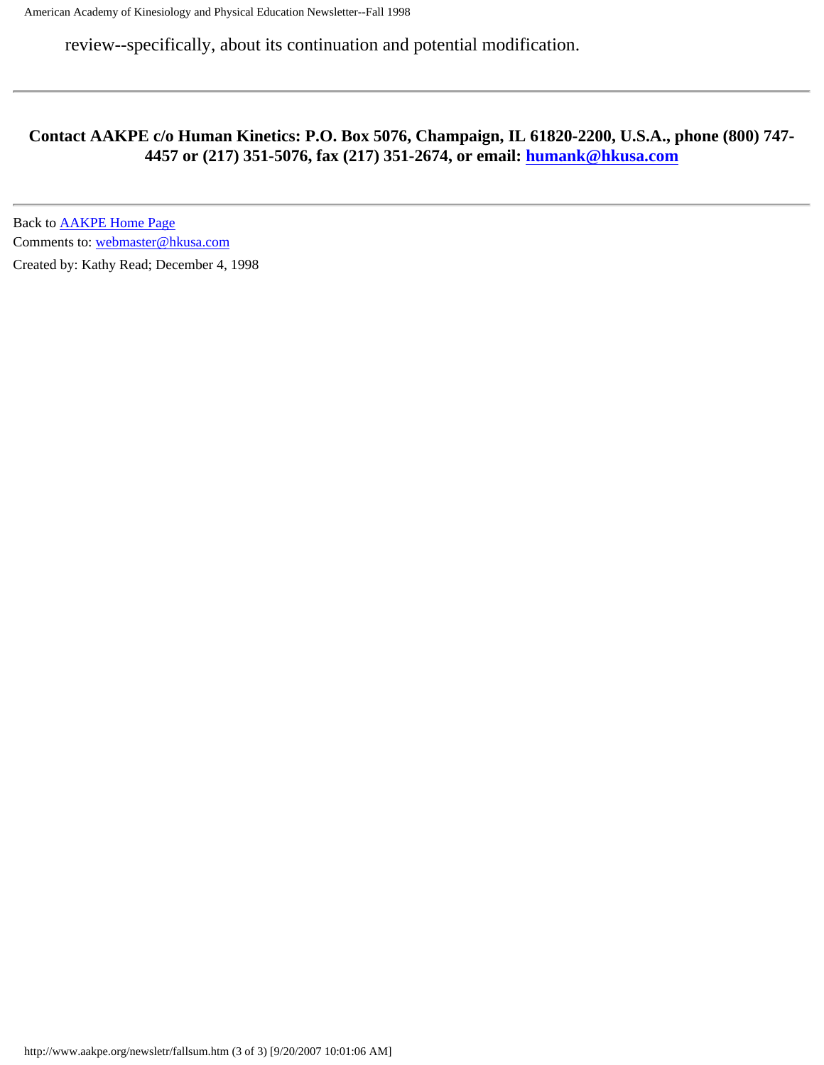review--specifically, about its continuation and potential modification.

---

**Contact AAKPE c/o Human Kinetics: P.O. Box 5076, Champaign, IL 61820-2200, U.S.A., phone (800) 747-4457 or (217) 351-5076, fax (217) 351-2674, or email: humank@hkusa.com**

---

Back to AAKPE Home Page
Comments to: webmaster@hkusa.com
Created by: Kathy Read; December 4, 1998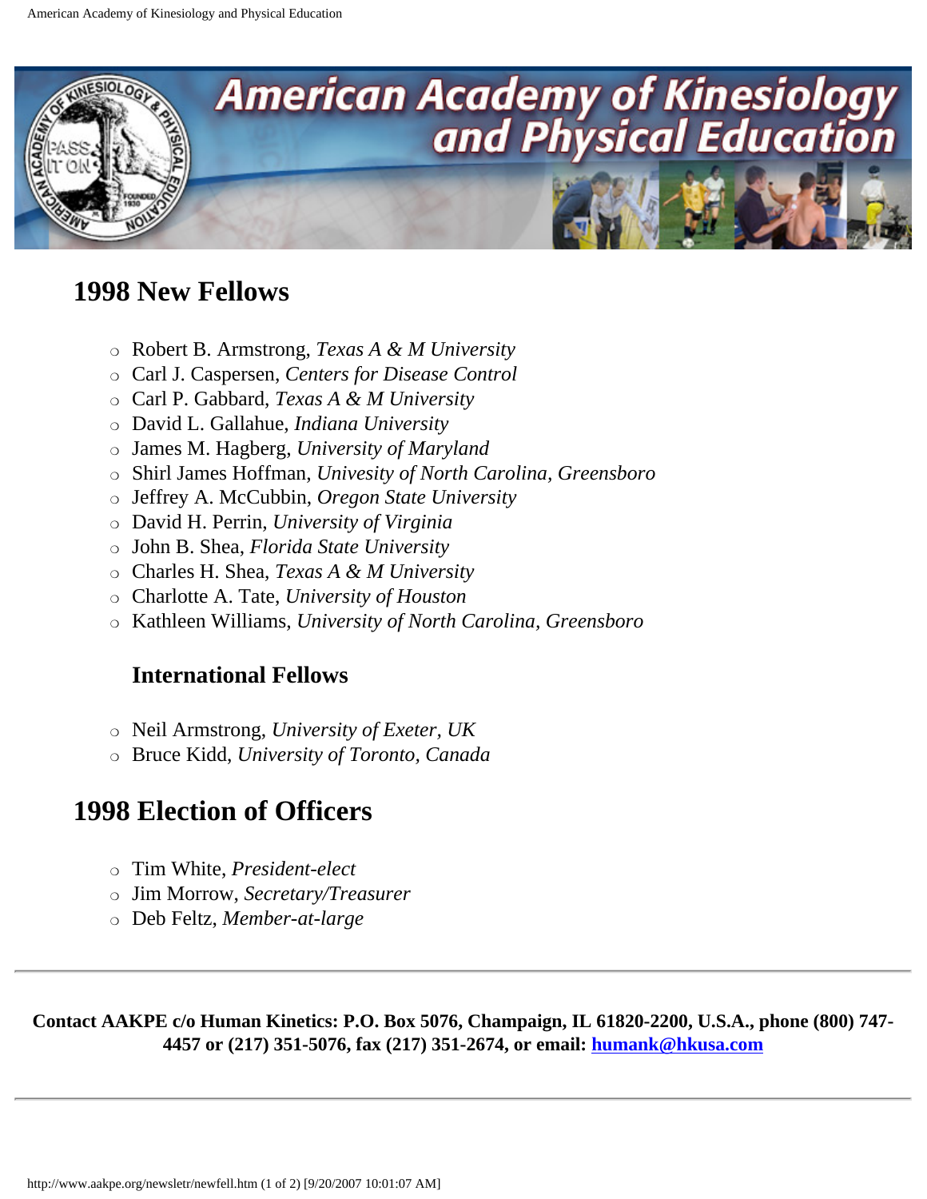# American Academy of Kinesiology and Physical Education

## 1998 New Fellows

- Robert B. Armstrong, *Texas A & M University*
- Carl J. Caspersen, *Centers for Disease Control*
- Carl P. Gabbard, *Texas A & M University*
- David L. Gallahue, *Indiana University*
- James M. Hagberg, *University of Maryland*
- Shirl James Hoffman, *Univesity of North Carolina, Greensboro*
- Jeffrey A. McCubbin, *Oregon State University*
- David H. Perrin, *University of Virginia*
- John B. Shea, *Florida State University*
- Charles H. Shea, *Texas A & M University*
- Charlotte A. Tate, *University of Houston*
- Kathleen Williams, *University of North Carolina, Greensboro*

### International Fellows

- Neil Armstrong, *University of Exeter, UK*
- Bruce Kidd, *University of Toronto, Canada*

## 1998 Election of Officers

- Tim White, *President-elect*
- Jim Morrow, *Secretary/Treasurer*
- Deb Feltz, *Member-at-large*

---

**Contact AAKPE c/o Human Kinetics: P.O. Box 5076, Champaign, IL 61820-2200, U.S.A., phone (800) 747-4457 or (217) 351-5076, fax (217) 351-2674, or email: humank@hkusa.com**

---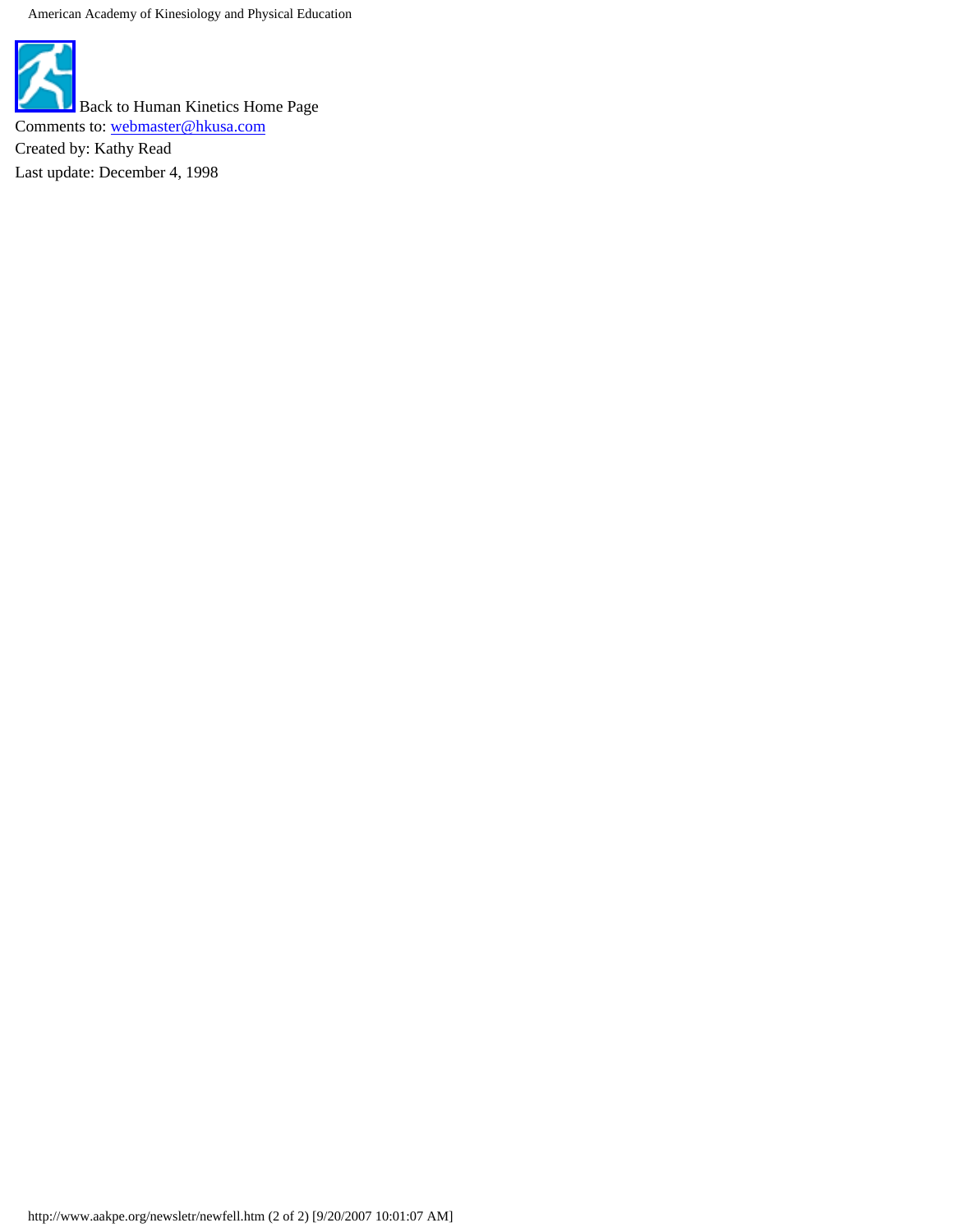Back to Human Kinetics Home Page

Comments to: webmaster@hkusa.com

Created by: Kathy Read

Last update: December 4, 1998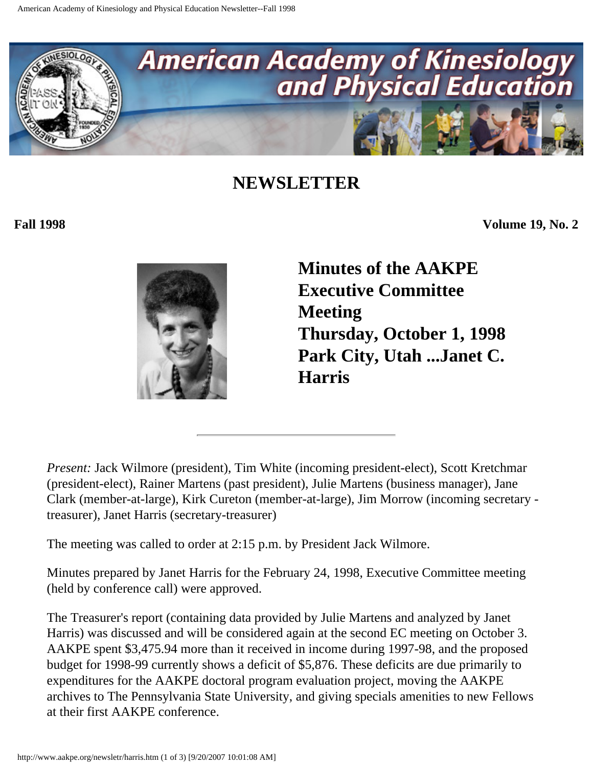# NEWSLETTER

**Fall 1998** **Volume 19, No. 2**

## Minutes of the AAKPE Executive Committee Meeting Thursday, October 1, 1998 Park City, Utah ...Janet C. Harris

---

*Present:* Jack Wilmore (president), Tim White (incoming president-elect), Scott Kretchmar (president-elect), Rainer Martens (past president), Julie Martens (business manager), Jane Clark (member-at-large), Kirk Cureton (member-at-large), Jim Morrow (incoming secretary - treasurer), Janet Harris (secretary-treasurer)

The meeting was called to order at 2:15 p.m. by President Jack Wilmore.

Minutes prepared by Janet Harris for the February 24, 1998, Executive Committee meeting (held by conference call) were approved.

The Treasurer's report (containing data provided by Julie Martens and analyzed by Janet Harris) was discussed and will be considered again at the second EC meeting on October 3. AAKPE spent $3,475.94 more than it received in income during 1997-98, and the proposed budget for 1998-99 currently shows a deficit of $5,876. These deficits are due primarily to expenditures for the AAKPE doctoral program evaluation project, moving the AAKPE archives to The Pennsylvania State University, and giving specials amenities to new Fellows at their first AAKPE conference.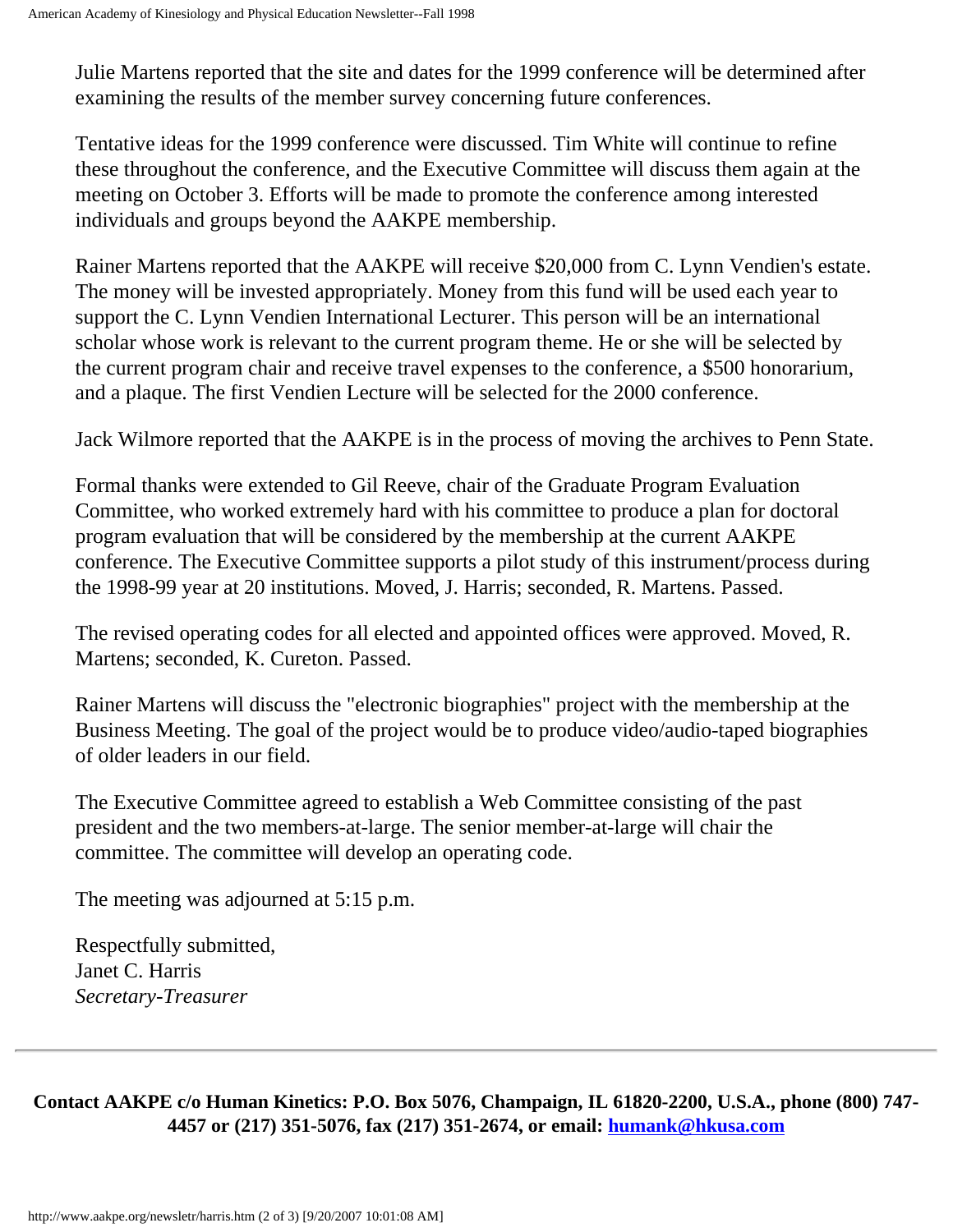Julie Martens reported that the site and dates for the 1999 conference will be determined after examining the results of the member survey concerning future conferences.

Tentative ideas for the 1999 conference were discussed. Tim White will continue to refine these throughout the conference, and the Executive Committee will discuss them again at the meeting on October 3. Efforts will be made to promote the conference among interested individuals and groups beyond the AAKPE membership.

Rainer Martens reported that the AAKPE will receive $20,000 from C. Lynn Vendien's estate. The money will be invested appropriately. Money from this fund will be used each year to support the C. Lynn Vendien International Lecturer. This person will be an international scholar whose work is relevant to the current program theme. He or she will be selected by the current program chair and receive travel expenses to the conference, a $500 honorarium, and a plaque. The first Vendien Lecture will be selected for the 2000 conference.

Jack Wilmore reported that the AAKPE is in the process of moving the archives to Penn State.

Formal thanks were extended to Gil Reeve, chair of the Graduate Program Evaluation Committee, who worked extremely hard with his committee to produce a plan for doctoral program evaluation that will be considered by the membership at the current AAKPE conference. The Executive Committee supports a pilot study of this instrument/process during the 1998-99 year at 20 institutions. Moved, J. Harris; seconded, R. Martens. Passed.

The revised operating codes for all elected and appointed offices were approved. Moved, R. Martens; seconded, K. Cureton. Passed.

Rainer Martens will discuss the "electronic biographies" project with the membership at the Business Meeting. The goal of the project would be to produce video/audio-taped biographies of older leaders in our field.

The Executive Committee agreed to establish a Web Committee consisting of the past president and the two members-at-large. The senior member-at-large will chair the committee. The committee will develop an operating code.

The meeting was adjourned at 5:15 p.m.

Respectfully submitted,
Janet C. Harris
*Secretary-Treasurer*

---

**Contact AAKPE c/o Human Kinetics: P.O. Box 5076, Champaign, IL 61820-2200, U.S.A., phone (800) 747-4457 or (217) 351-5076, fax (217) 351-2674, or email: humank@hkusa.com**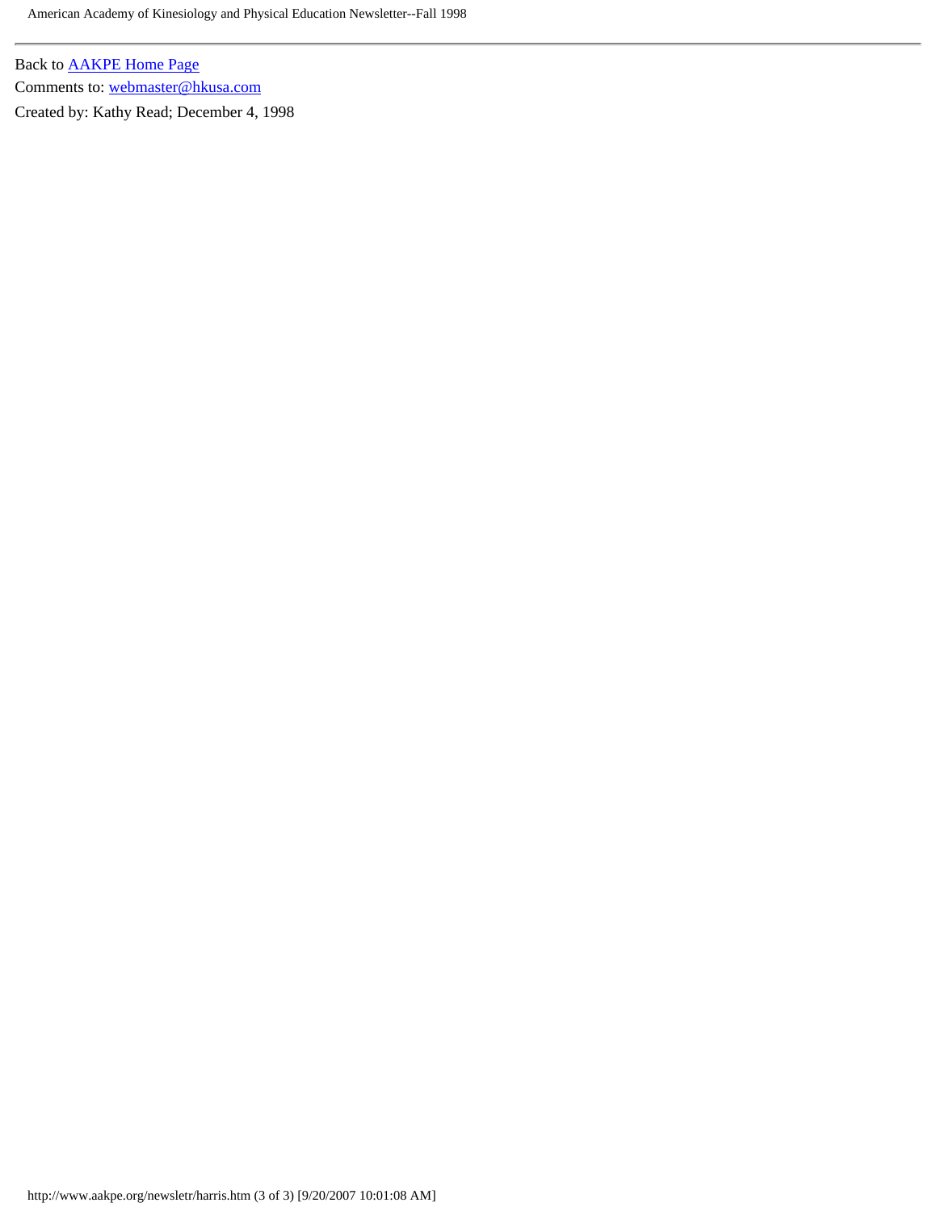---

Back to [AAKPE Home Page]

Comments to: [webmaster@hkusa.com]

Created by: Kathy Read; December 4, 1998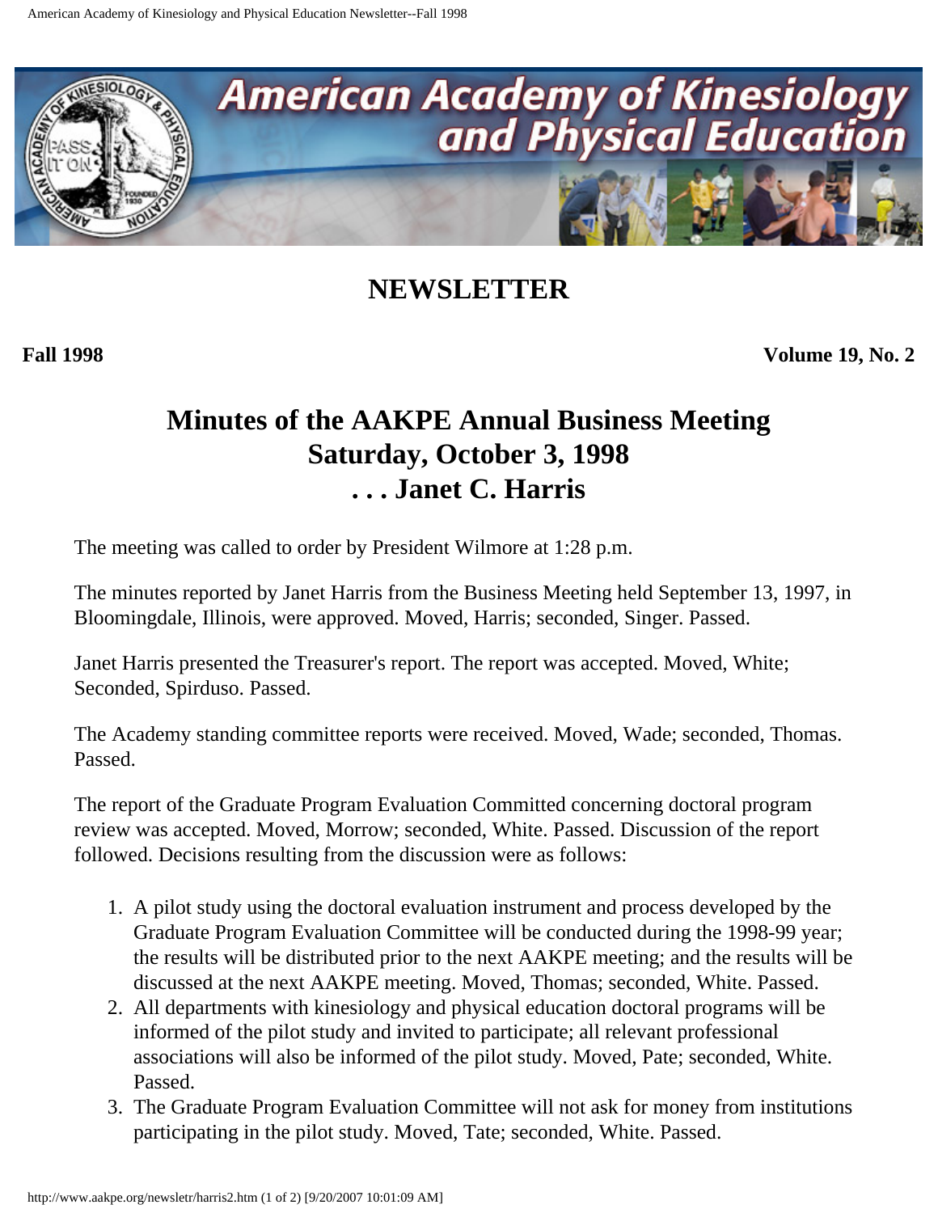# American Academy of Kinesiology and Physical Education

## NEWSLETTER

**Fall 1998** **Volume 19, No. 2**

## Minutes of the AAKPE Annual Business Meeting Saturday, October 3, 1998 . . . Janet C. Harris

The meeting was called to order by President Wilmore at 1:28 p.m.

The minutes reported by Janet Harris from the Business Meeting held September 13, 1997, in Bloomingdale, Illinois, were approved. Moved, Harris; seconded, Singer. Passed.

Janet Harris presented the Treasurer's report. The report was accepted. Moved, White; Seconded, Spirduso. Passed.

The Academy standing committee reports were received. Moved, Wade; seconded, Thomas. Passed.

The report of the Graduate Program Evaluation Committed concerning doctoral program review was accepted. Moved, Morrow; seconded, White. Passed. Discussion of the report followed. Decisions resulting from the discussion were as follows:

1. A pilot study using the doctoral evaluation instrument and process developed by the Graduate Program Evaluation Committee will be conducted during the 1998-99 year; the results will be distributed prior to the next AAKPE meeting; and the results will be discussed at the next AAKPE meeting. Moved, Thomas; seconded, White. Passed.
2. All departments with kinesiology and physical education doctoral programs will be informed of the pilot study and invited to participate; all relevant professional associations will also be informed of the pilot study. Moved, Pate; seconded, White. Passed.
3. The Graduate Program Evaluation Committee will not ask for money from institutions participating in the pilot study. Moved, Tate; seconded, White. Passed.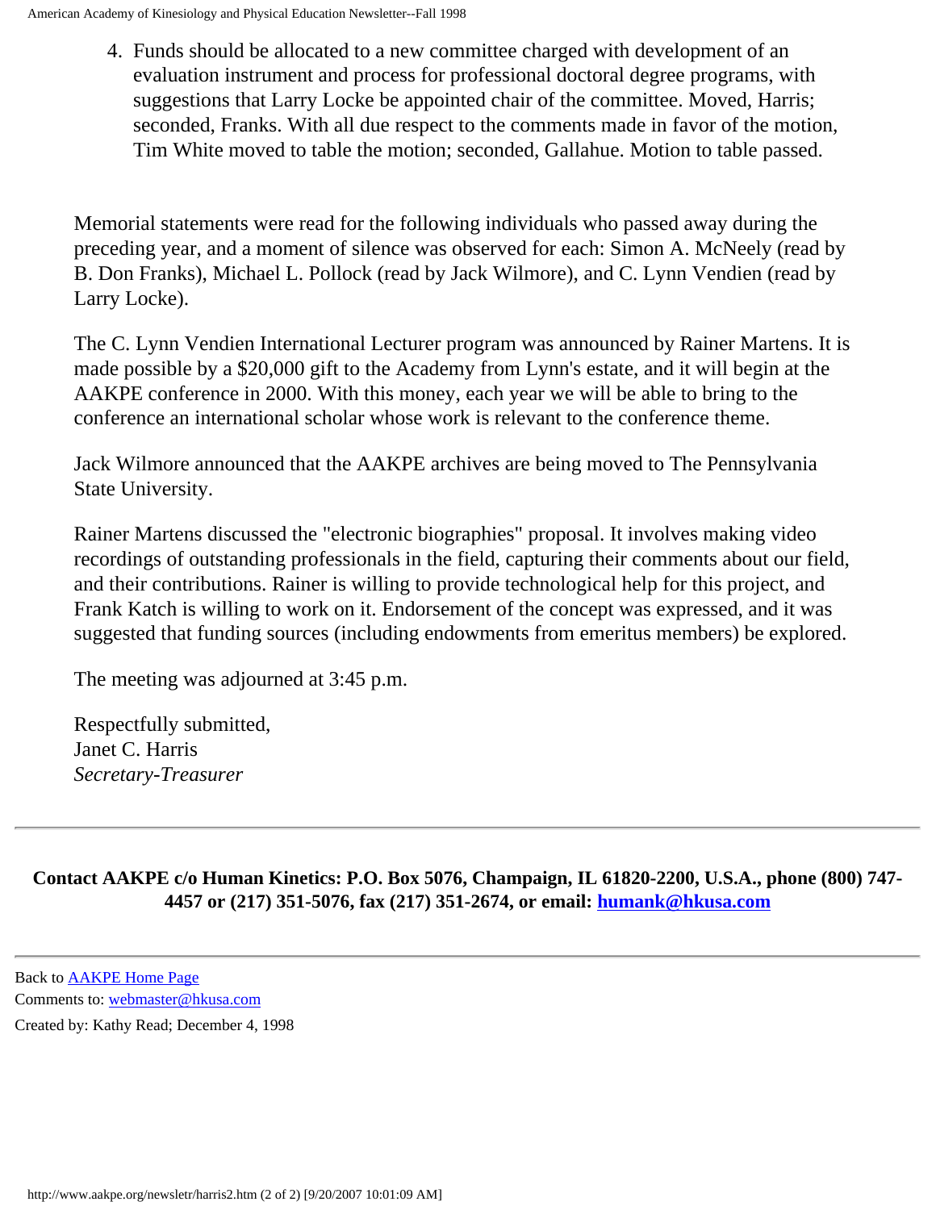4. Funds should be allocated to a new committee charged with development of an evaluation instrument and process for professional doctoral degree programs, with suggestions that Larry Locke be appointed chair of the committee. Moved, Harris; seconded, Franks. With all due respect to the comments made in favor of the motion, Tim White moved to table the motion; seconded, Gallahue. Motion to table passed.

Memorial statements were read for the following individuals who passed away during the preceding year, and a moment of silence was observed for each: Simon A. McNeely (read by B. Don Franks), Michael L. Pollock (read by Jack Wilmore), and C. Lynn Vendien (read by Larry Locke).

The C. Lynn Vendien International Lecturer program was announced by Rainer Martens. It is made possible by a $20,000 gift to the Academy from Lynn's estate, and it will begin at the AAKPE conference in 2000. With this money, each year we will be able to bring to the conference an international scholar whose work is relevant to the conference theme.

Jack Wilmore announced that the AAKPE archives are being moved to The Pennsylvania State University.

Rainer Martens discussed the "electronic biographies" proposal. It involves making video recordings of outstanding professionals in the field, capturing their comments about our field, and their contributions. Rainer is willing to provide technological help for this project, and Frank Katch is willing to work on it. Endorsement of the concept was expressed, and it was suggested that funding sources (including endowments from emeritus members) be explored.

The meeting was adjourned at 3:45 p.m.

Respectfully submitted,
Janet C. Harris
*Secretary-Treasurer*

---

**Contact AAKPE c/o Human Kinetics: P.O. Box 5076, Champaign, IL 61820-2200, U.S.A., phone (800) 747-4457 or (217) 351-5076, fax (217) 351-2674, or email: humank@hkusa.com**

---

Back to AAKPE Home Page
Comments to: webmaster@hkusa.com
Created by: Kathy Read; December 4, 1998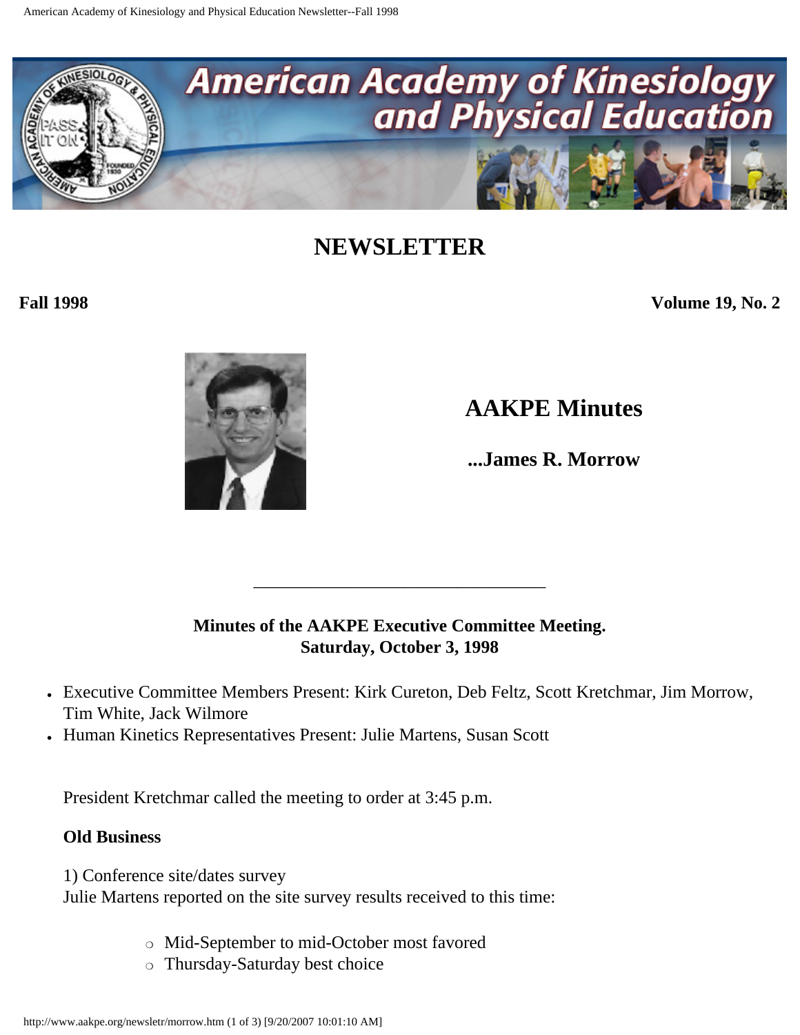# NEWSLETTER

**Fall 1998** **Volume 19, No. 2**

## AAKPE Minutes

**...James R. Morrow**

---

**Minutes of the AAKPE Executive Committee Meeting.**
**Saturday, October 3, 1998**

- Executive Committee Members Present: Kirk Cureton, Deb Feltz, Scott Kretchmar, Jim Morrow, Tim White, Jack Wilmore
- Human Kinetics Representatives Present: Julie Martens, Susan Scott

President Kretchmar called the meeting to order at 3:45 p.m.

**Old Business**

1) Conference site/dates survey
Julie Martens reported on the site survey results received to this time:

- Mid-September to mid-October most favored
- Thursday-Saturday best choice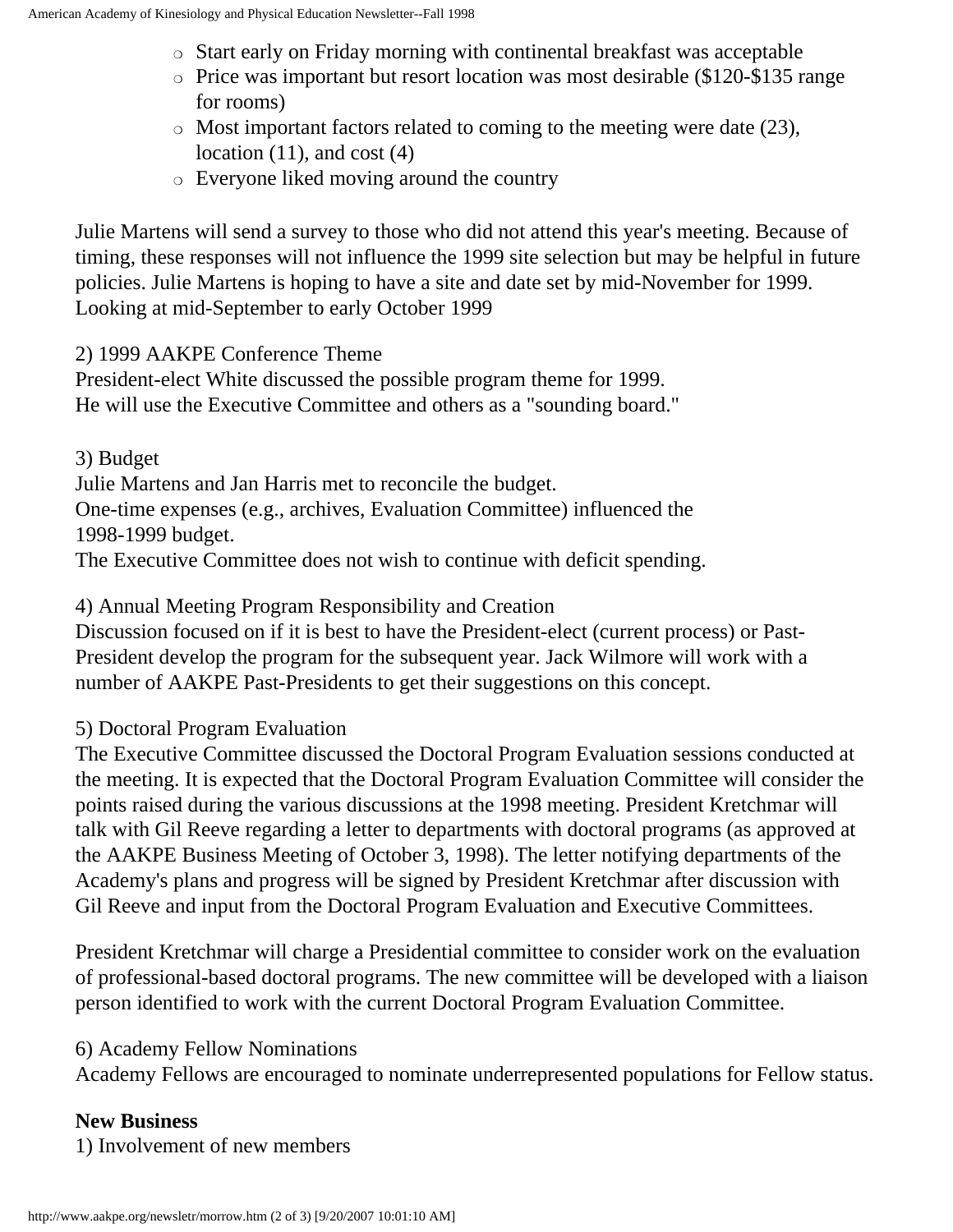- Start early on Friday morning with continental breakfast was acceptable
- Price was important but resort location was most desirable ($120-$135 range for rooms)
- Most important factors related to coming to the meeting were date (23), location (11), and cost (4)
- Everyone liked moving around the country

Julie Martens will send a survey to those who did not attend this year's meeting. Because of timing, these responses will not influence the 1999 site selection but may be helpful in future policies. Julie Martens is hoping to have a site and date set by mid-November for 1999. Looking at mid-September to early October 1999

2) 1999 AAKPE Conference Theme
President-elect White discussed the possible program theme for 1999.
He will use the Executive Committee and others as a "sounding board."

3) Budget
Julie Martens and Jan Harris met to reconcile the budget.
One-time expenses (e.g., archives, Evaluation Committee) influenced the 1998-1999 budget.
The Executive Committee does not wish to continue with deficit spending.

4) Annual Meeting Program Responsibility and Creation
Discussion focused on if it is best to have the President-elect (current process) or Past-President develop the program for the subsequent year. Jack Wilmore will work with a number of AAKPE Past-Presidents to get their suggestions on this concept.

5) Doctoral Program Evaluation
The Executive Committee discussed the Doctoral Program Evaluation sessions conducted at the meeting. It is expected that the Doctoral Program Evaluation Committee will consider the points raised during the various discussions at the 1998 meeting. President Kretchmar will talk with Gil Reeve regarding a letter to departments with doctoral programs (as approved at the AAKPE Business Meeting of October 3, 1998). The letter notifying departments of the Academy's plans and progress will be signed by President Kretchmar after discussion with Gil Reeve and input from the Doctoral Program Evaluation and Executive Committees.

President Kretchmar will charge a Presidential committee to consider work on the evaluation of professional-based doctoral programs. The new committee will be developed with a liaison person identified to work with the current Doctoral Program Evaluation Committee.

6) Academy Fellow Nominations
Academy Fellows are encouraged to nominate underrepresented populations for Fellow status.

**New Business**
1) Involvement of new members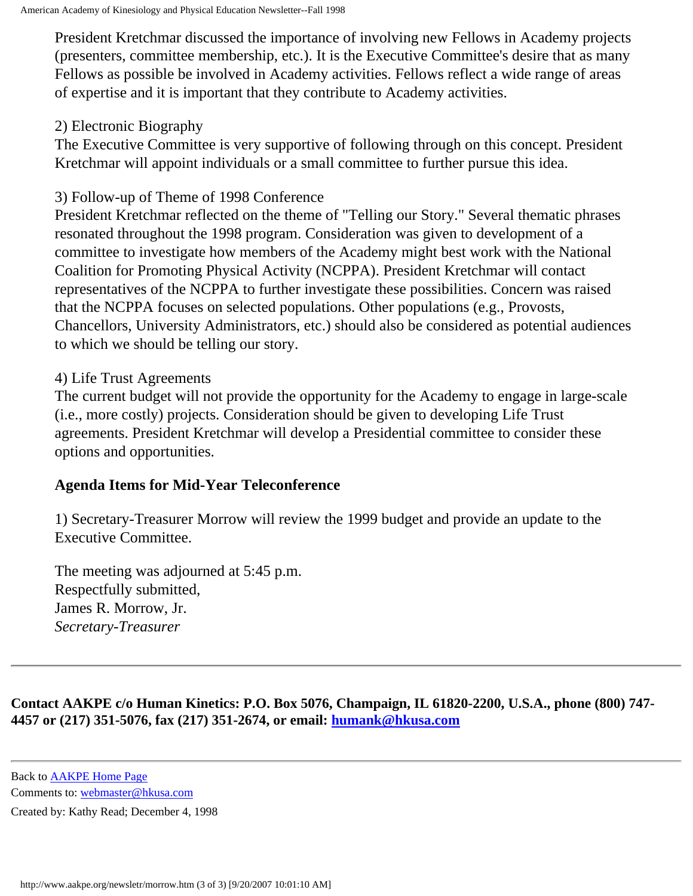President Kretchmar discussed the importance of involving new Fellows in Academy projects (presenters, committee membership, etc.). It is the Executive Committee's desire that as many Fellows as possible be involved in Academy activities. Fellows reflect a wide range of areas of expertise and it is important that they contribute to Academy activities.

2) Electronic Biography
The Executive Committee is very supportive of following through on this concept. President Kretchmar will appoint individuals or a small committee to further pursue this idea.

3) Follow-up of Theme of 1998 Conference
President Kretchmar reflected on the theme of "Telling our Story." Several thematic phrases resonated throughout the 1998 program. Consideration was given to development of a committee to investigate how members of the Academy might best work with the National Coalition for Promoting Physical Activity (NCPPA). President Kretchmar will contact representatives of the NCPPA to further investigate these possibilities. Concern was raised that the NCPPA focuses on selected populations. Other populations (e.g., Provosts, Chancellors, University Administrators, etc.) should also be considered as potential audiences to which we should be telling our story.

4) Life Trust Agreements
The current budget will not provide the opportunity for the Academy to engage in large-scale (i.e., more costly) projects. Consideration should be given to developing Life Trust agreements. President Kretchmar will develop a Presidential committee to consider these options and opportunities.

**Agenda Items for Mid-Year Teleconference**

1) Secretary-Treasurer Morrow will review the 1999 budget and provide an update to the Executive Committee.

The meeting was adjourned at 5:45 p.m.
Respectfully submitted,
James R. Morrow, Jr.
*Secretary-Treasurer*

---

**Contact AAKPE c/o Human Kinetics: P.O. Box 5076, Champaign, IL 61820-2200, U.S.A., phone (800) 747-4457 or (217) 351-5076, fax (217) 351-2674, or email: humank@hkusa.com**

---

Back to AAKPE Home Page
Comments to: webmaster@hkusa.com
Created by: Kathy Read; December 4, 1998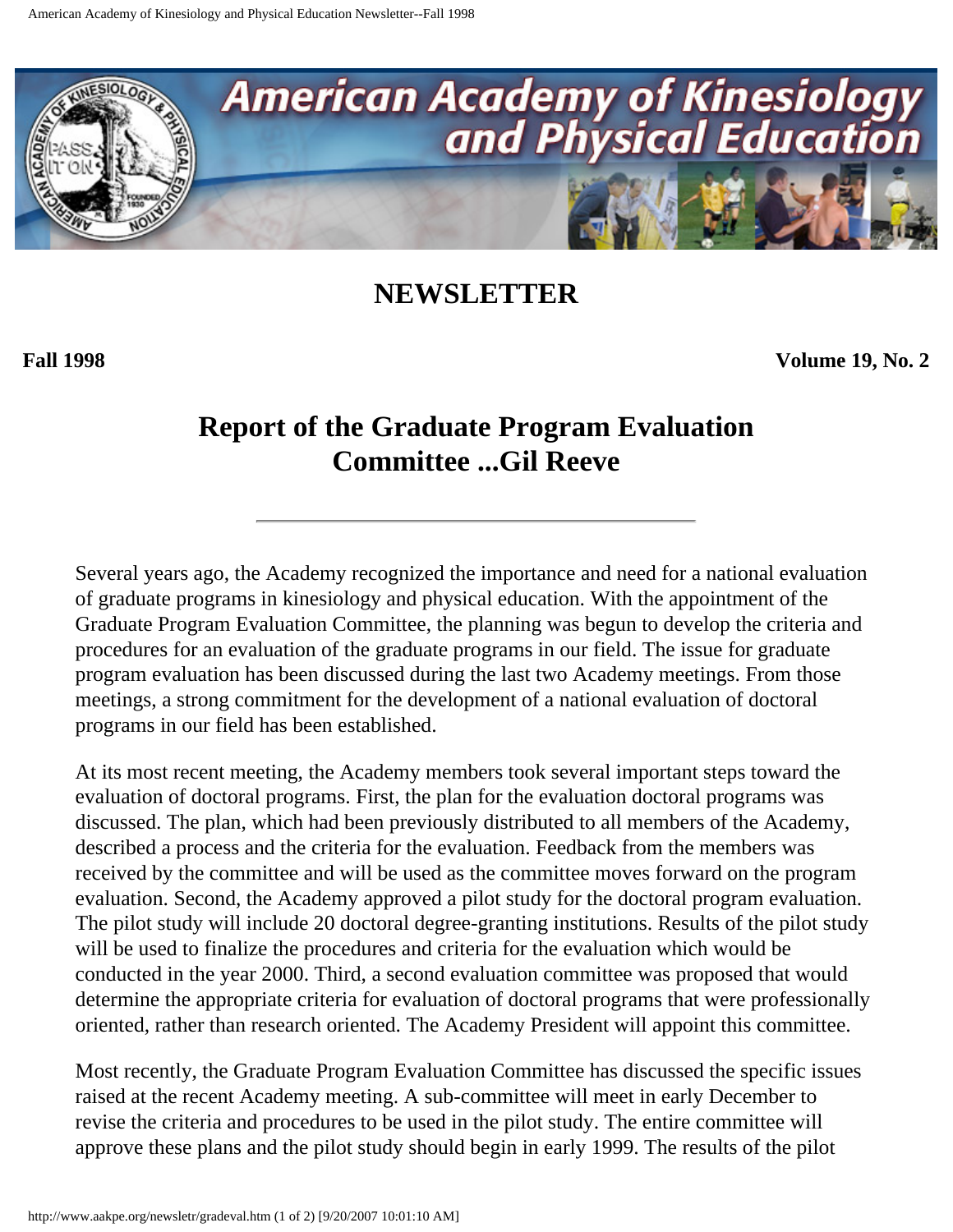# American Academy of Kinesiology and Physical Education

## NEWSLETTER

**Fall 1998** **Volume 19, No. 2**

## Report of the Graduate Program Evaluation Committee ...Gil Reeve

---

Several years ago, the Academy recognized the importance and need for a national evaluation of graduate programs in kinesiology and physical education. With the appointment of the Graduate Program Evaluation Committee, the planning was begun to develop the criteria and procedures for an evaluation of the graduate programs in our field. The issue for graduate program evaluation has been discussed during the last two Academy meetings. From those meetings, a strong commitment for the development of a national evaluation of doctoral programs in our field has been established.

At its most recent meeting, the Academy members took several important steps toward the evaluation of doctoral programs. First, the plan for the evaluation doctoral programs was discussed. The plan, which had been previously distributed to all members of the Academy, described a process and the criteria for the evaluation. Feedback from the members was received by the committee and will be used as the committee moves forward on the program evaluation. Second, the Academy approved a pilot study for the doctoral program evaluation. The pilot study will include 20 doctoral degree-granting institutions. Results of the pilot study will be used to finalize the procedures and criteria for the evaluation which would be conducted in the year 2000. Third, a second evaluation committee was proposed that would determine the appropriate criteria for evaluation of doctoral programs that were professionally oriented, rather than research oriented. The Academy President will appoint this committee.

Most recently, the Graduate Program Evaluation Committee has discussed the specific issues raised at the recent Academy meeting. A sub-committee will meet in early December to revise the criteria and procedures to be used in the pilot study. The entire committee will approve these plans and the pilot study should begin in early 1999. The results of the pilot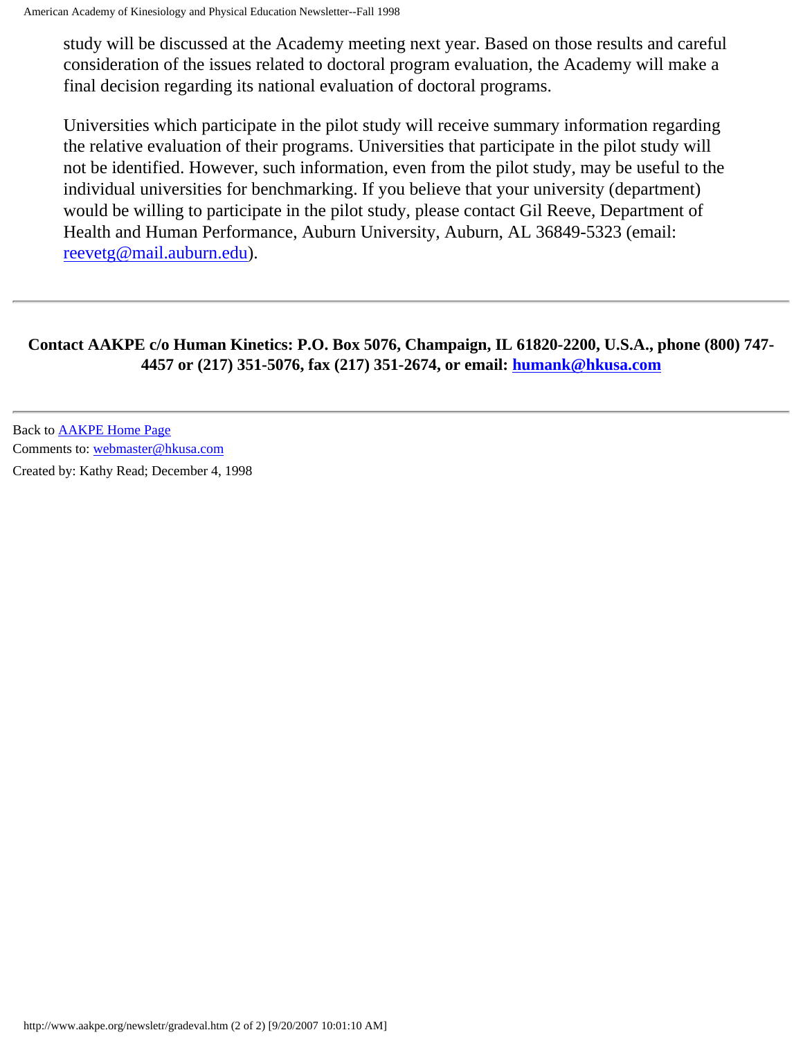study will be discussed at the Academy meeting next year. Based on those results and careful consideration of the issues related to doctoral program evaluation, the Academy will make a final decision regarding its national evaluation of doctoral programs.

Universities which participate in the pilot study will receive summary information regarding the relative evaluation of their programs. Universities that participate in the pilot study will not be identified. However, such information, even from the pilot study, may be useful to the individual universities for benchmarking. If you believe that your university (department) would be willing to participate in the pilot study, please contact Gil Reeve, Department of Health and Human Performance, Auburn University, Auburn, AL 36849-5323 (email: reevetg@mail.auburn.edu).

---

**Contact AAKPE c/o Human Kinetics: P.O. Box 5076, Champaign, IL 61820-2200, U.S.A., phone (800) 747-4457 or (217) 351-5076, fax (217) 351-2674, or email: humank@hkusa.com**

---

Back to AAKPE Home Page
Comments to: webmaster@hkusa.com
Created by: Kathy Read; December 4, 1998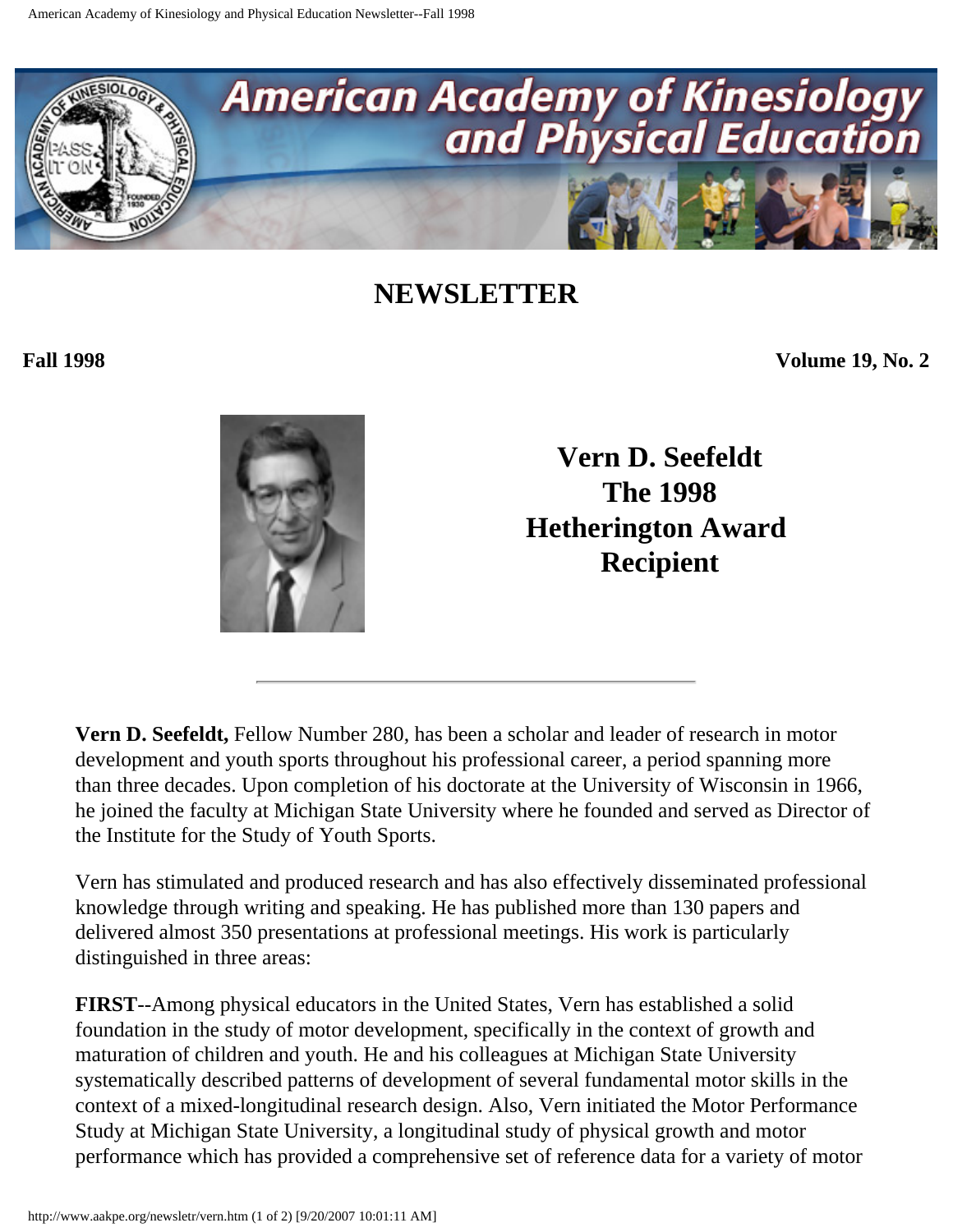# American Academy of Kinesiology and Physical Education

## NEWSLETTER

**Fall 1998** **Volume 19, No. 2**

## Vern D. Seefeldt The 1998 Hetherington Award Recipient

**Vern D. Seefeldt,** Fellow Number 280, has been a scholar and leader of research in motor development and youth sports throughout his professional career, a period spanning more than three decades. Upon completion of his doctorate at the University of Wisconsin in 1966, he joined the faculty at Michigan State University where he founded and served as Director of the Institute for the Study of Youth Sports.

Vern has stimulated and produced research and has also effectively disseminated professional knowledge through writing and speaking. He has published more than 130 papers and delivered almost 350 presentations at professional meetings. His work is particularly distinguished in three areas:

**FIRST**--Among physical educators in the United States, Vern has established a solid foundation in the study of motor development, specifically in the context of growth and maturation of children and youth. He and his colleagues at Michigan State University systematically described patterns of development of several fundamental motor skills in the context of a mixed-longitudinal research design. Also, Vern initiated the Motor Performance Study at Michigan State University, a longitudinal study of physical growth and motor performance which has provided a comprehensive set of reference data for a variety of motor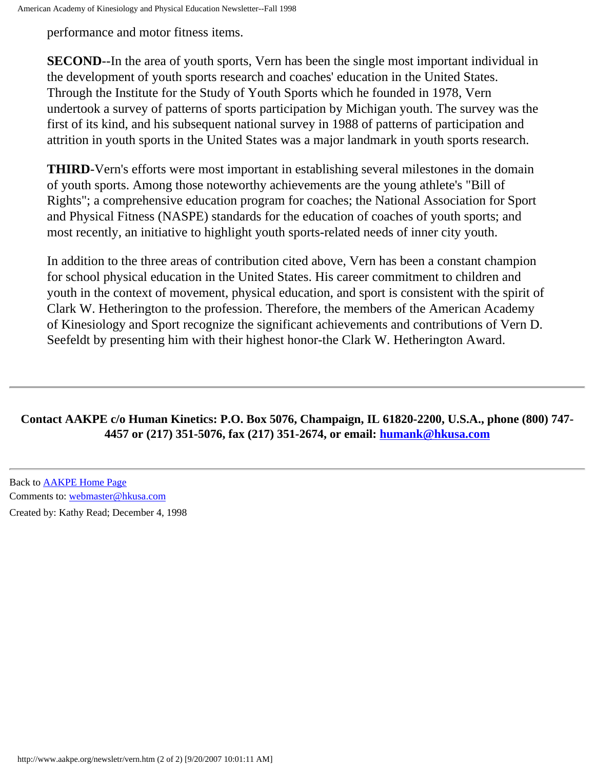performance and motor fitness items.

**SECOND**--In the area of youth sports, Vern has been the single most important individual in the development of youth sports research and coaches' education in the United States. Through the Institute for the Study of Youth Sports which he founded in 1978, Vern undertook a survey of patterns of sports participation by Michigan youth. The survey was the first of its kind, and his subsequent national survey in 1988 of patterns of participation and attrition in youth sports in the United States was a major landmark in youth sports research.

**THIRD**-Vern's efforts were most important in establishing several milestones in the domain of youth sports. Among those noteworthy achievements are the young athlete's "Bill of Rights"; a comprehensive education program for coaches; the National Association for Sport and Physical Fitness (NASPE) standards for the education of coaches of youth sports; and most recently, an initiative to highlight youth sports-related needs of inner city youth.

In addition to the three areas of contribution cited above, Vern has been a constant champion for school physical education in the United States. His career commitment to children and youth in the context of movement, physical education, and sport is consistent with the spirit of Clark W. Hetherington to the profession. Therefore, the members of the American Academy of Kinesiology and Sport recognize the significant achievements and contributions of Vern D. Seefeldt by presenting him with their highest honor-the Clark W. Hetherington Award.

---

**Contact AAKPE c/o Human Kinetics: P.O. Box 5076, Champaign, IL 61820-2200, U.S.A., phone (800) 747-4457 or (217) 351-5076, fax (217) 351-2674, or email: humank@hkusa.com**

---

Back to AAKPE Home Page

Comments to: webmaster@hkusa.com

Created by: Kathy Read; December 4, 1998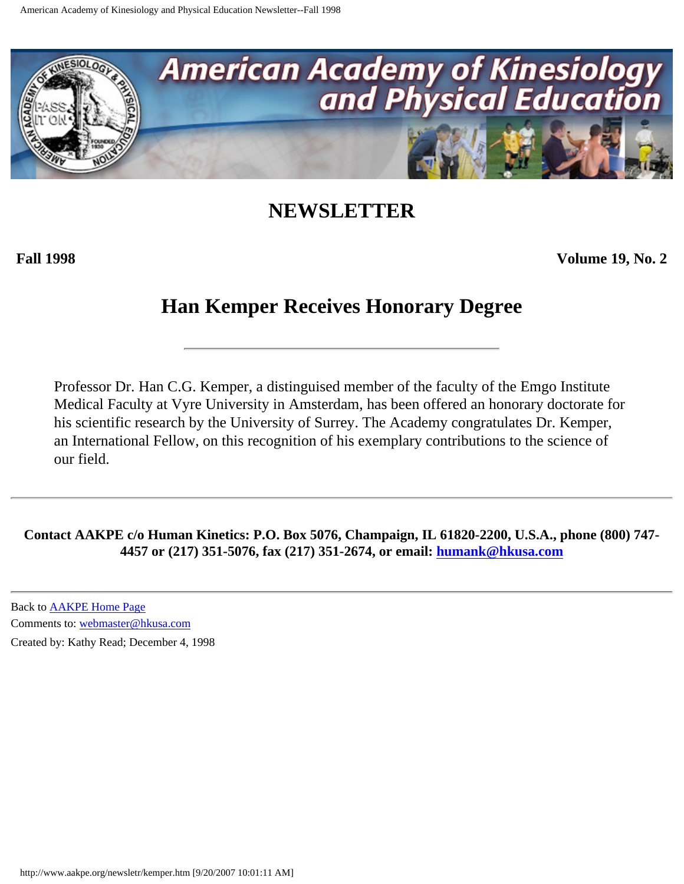# NEWSLETTER

**Fall 1998** **Volume 19, No. 2**

## Han Kemper Receives Honorary Degree

---

Professor Dr. Han C.G. Kemper, a distinguished member of the faculty of the Emgo Institute Medical Faculty at Vyre University in Amsterdam, has been offered an honorary doctorate for his scientific research by the University of Surrey. The Academy congratulates Dr. Kemper, an International Fellow, on this recognition of his exemplary contributions to the science of our field.

---

**Contact AAKPE c/o Human Kinetics: P.O. Box 5076, Champaign, IL 61820-2200, U.S.A., phone (800) 747-4457 or (217) 351-5076, fax (217) 351-2674, or email: humank@hkusa.com**

---

Back to AAKPE Home Page

Comments to: webmaster@hkusa.com

Created by: Kathy Read; December 4, 1998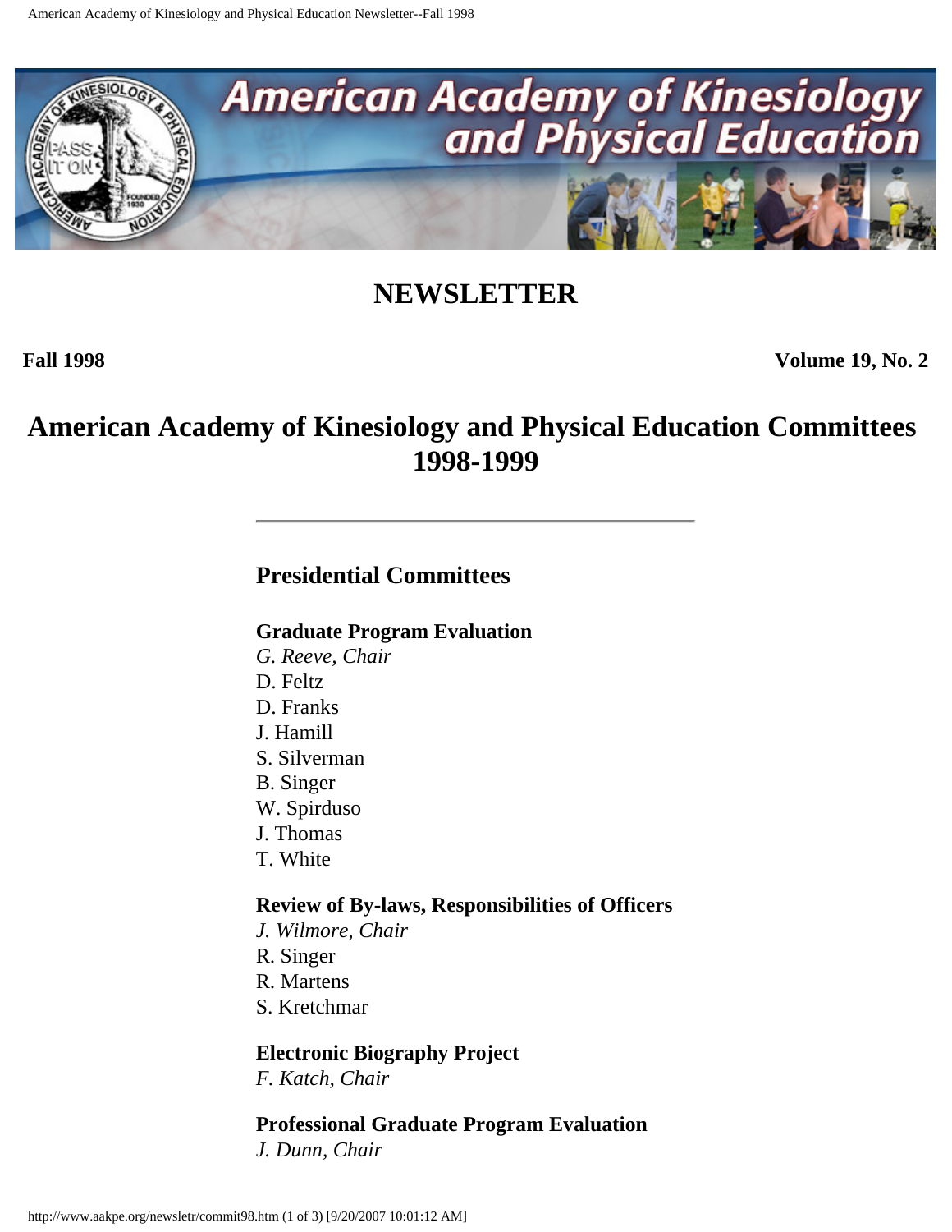# NEWSLETTER

**Fall 1998** **Volume 19, No. 2**

## American Academy of Kinesiology and Physical Education Committees 1998-1999

---

### Presidential Committees

**Graduate Program Evaluation**
*G. Reeve, Chair*
D. Feltz
D. Franks
J. Hamill
S. Silverman
B. Singer
W. Spirduso
J. Thomas
T. White

**Review of By-laws, Responsibilities of Officers**
*J. Wilmore, Chair*
R. Singer
R. Martens
S. Kretchmar

**Electronic Biography Project**
*F. Katch, Chair*

**Professional Graduate Program Evaluation**
*J. Dunn, Chair*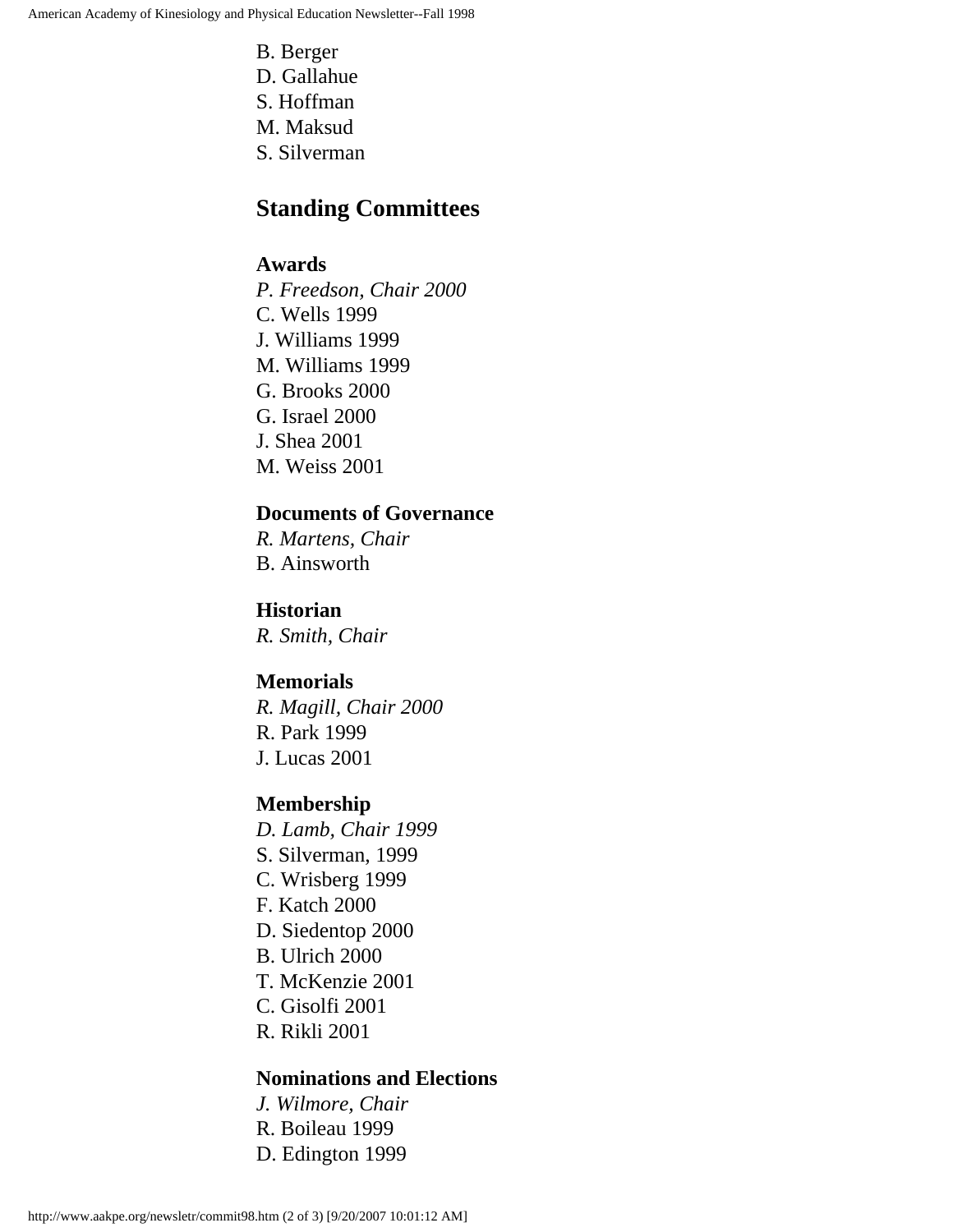B. Berger  
D. Gallahue  
S. Hoffman  
M. Maksud  
S. Silverman

## Standing Committees

### Awards

*P. Freedson, Chair 2000*  
C. Wells 1999  
J. Williams 1999  
M. Williams 1999  
G. Brooks 2000  
G. Israel 2000  
J. Shea 2001  
M. Weiss 2001

### Documents of Governance

*R. Martens, Chair*  
B. Ainsworth

### Historian

*R. Smith, Chair*

### Memorials

*R. Magill, Chair 2000*  
R. Park 1999  
J. Lucas 2001

### Membership

*D. Lamb, Chair 1999*  
S. Silverman, 1999  
C. Wrisberg 1999  
F. Katch 2000  
D. Siedentop 2000  
B. Ulrich 2000  
T. McKenzie 2001  
C. Gisolfi 2001  
R. Rikli 2001

### Nominations and Elections

*J. Wilmore, Chair*  
R. Boileau 1999  
D. Edington 1999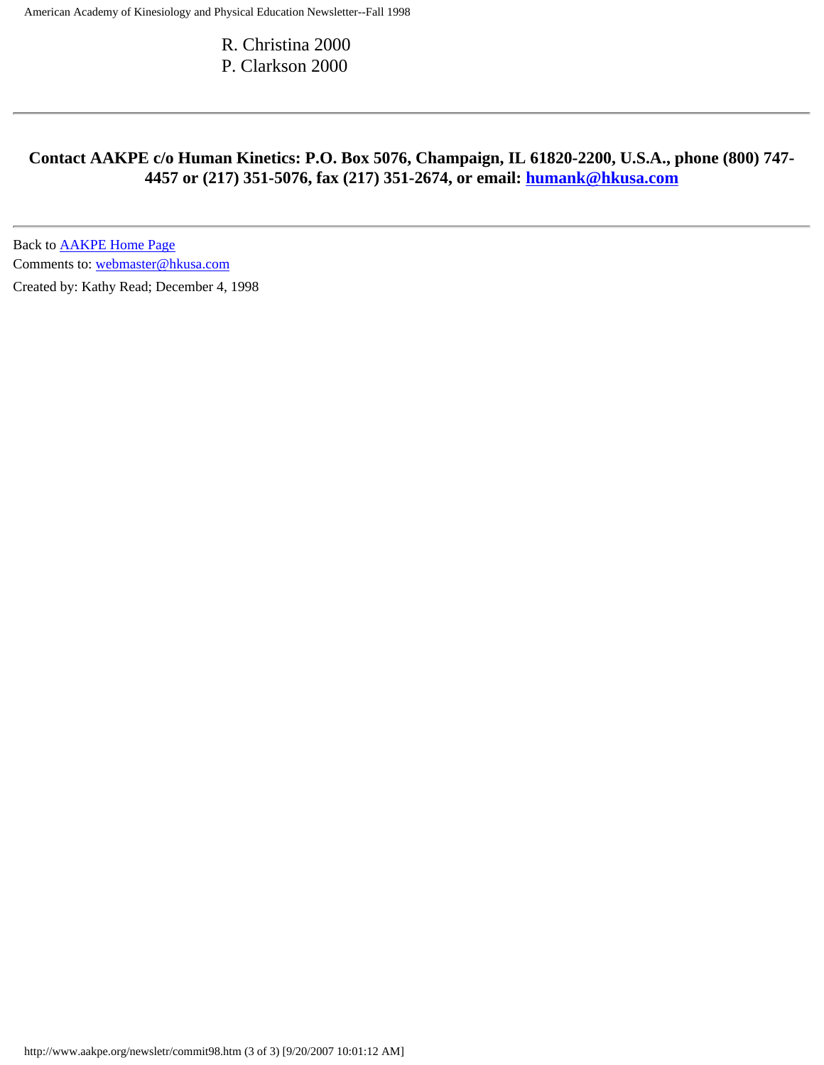R. Christina 2000
P. Clarkson 2000

---

**Contact AAKPE c/o Human Kinetics: P.O. Box 5076, Champaign, IL 61820-2200, U.S.A., phone (800) 747-4457 or (217) 351-5076, fax (217) 351-2674, or email: humank@hkusa.com**

---

Back to AAKPE Home Page
Comments to: webmaster@hkusa.com
Created by: Kathy Read; December 4, 1998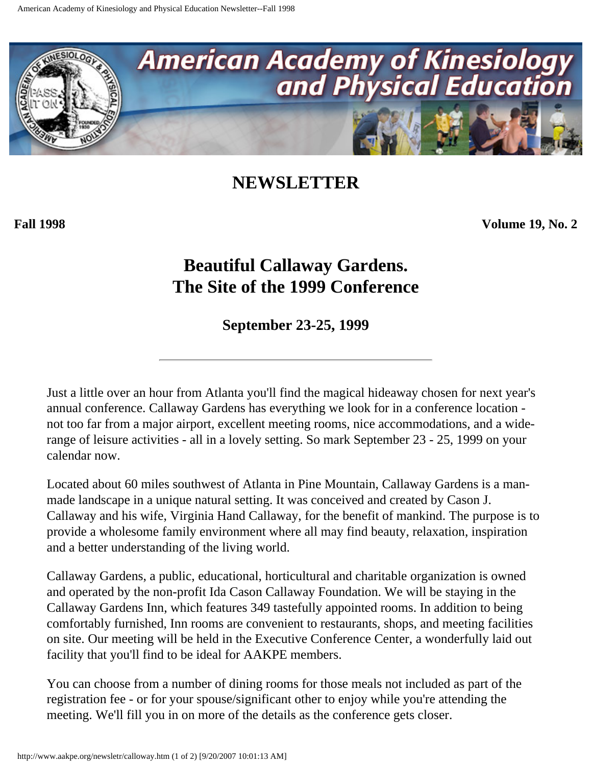# American Academy of Kinesiology and Physical Education

## NEWSLETTER

**Fall 1998** **Volume 19, No. 2**

## Beautiful Callaway Gardens. The Site of the 1999 Conference

### September 23-25, 1999

---

Just a little over an hour from Atlanta you'll find the magical hideaway chosen for next year's annual conference. Callaway Gardens has everything we look for in a conference location - not too far from a major airport, excellent meeting rooms, nice accommodations, and a wide-range of leisure activities - all in a lovely setting. So mark September 23 - 25, 1999 on your calendar now.

Located about 60 miles southwest of Atlanta in Pine Mountain, Callaway Gardens is a man-made landscape in a unique natural setting. It was conceived and created by Cason J. Callaway and his wife, Virginia Hand Callaway, for the benefit of mankind. The purpose is to provide a wholesome family environment where all may find beauty, relaxation, inspiration and a better understanding of the living world.

Callaway Gardens, a public, educational, horticultural and charitable organization is owned and operated by the non-profit Ida Cason Callaway Foundation. We will be staying in the Callaway Gardens Inn, which features 349 tastefully appointed rooms. In addition to being comfortably furnished, Inn rooms are convenient to restaurants, shops, and meeting facilities on site. Our meeting will be held in the Executive Conference Center, a wonderfully laid out facility that you'll find to be ideal for AAKPE members.

You can choose from a number of dining rooms for those meals not included as part of the registration fee - or for your spouse/significant other to enjoy while you're attending the meeting. We'll fill you in on more of the details as the conference gets closer.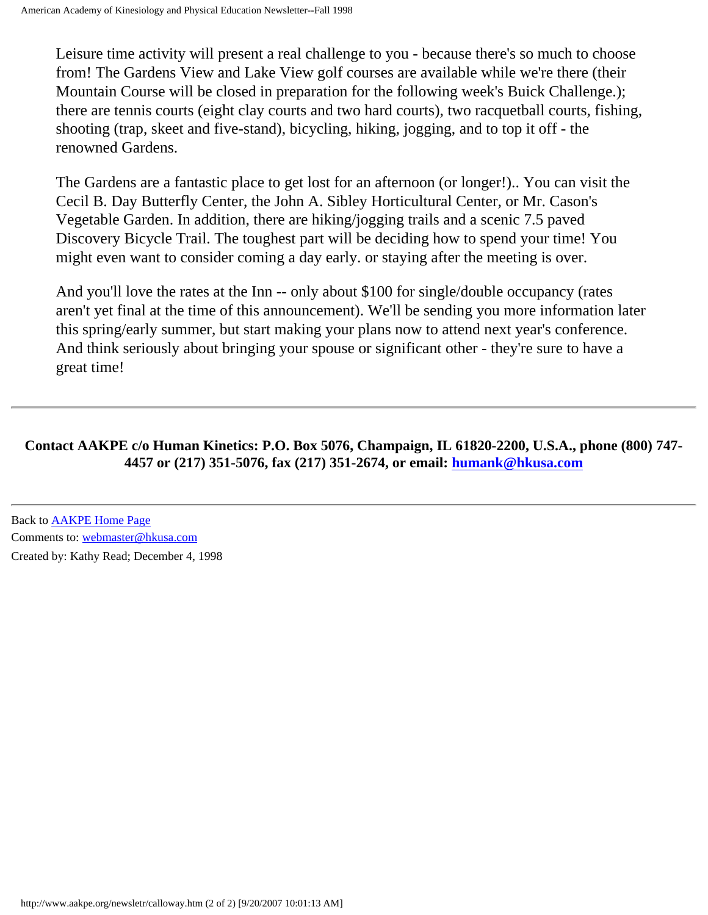Leisure time activity will present a real challenge to you - because there's so much to choose from! The Gardens View and Lake View golf courses are available while we're there (their Mountain Course will be closed in preparation for the following week's Buick Challenge.); there are tennis courts (eight clay courts and two hard courts), two racquetball courts, fishing, shooting (trap, skeet and five-stand), bicycling, hiking, jogging, and to top it off - the renowned Gardens.

The Gardens are a fantastic place to get lost for an afternoon (or longer!).. You can visit the Cecil B. Day Butterfly Center, the John A. Sibley Horticultural Center, or Mr. Cason's Vegetable Garden. In addition, there are hiking/jogging trails and a scenic 7.5 paved Discovery Bicycle Trail. The toughest part will be deciding how to spend your time! You might even want to consider coming a day early. or staying after the meeting is over.

And you'll love the rates at the Inn -- only about $100 for single/double occupancy (rates aren't yet final at the time of this announcement). We'll be sending you more information later this spring/early summer, but start making your plans now to attend next year's conference. And think seriously about bringing your spouse or significant other - they're sure to have a great time!

---

**Contact AAKPE c/o Human Kinetics: P.O. Box 5076, Champaign, IL 61820-2200, U.S.A., phone (800) 747-4457 or (217) 351-5076, fax (217) 351-2674, or email: [humank@hkusa.com](mailto:humank@hkusa.com)**

---

Back to [AAKPE Home Page]

Comments to: [webmaster@hkusa.com](mailto:webmaster@hkusa.com)

Created by: Kathy Read; December 4, 1998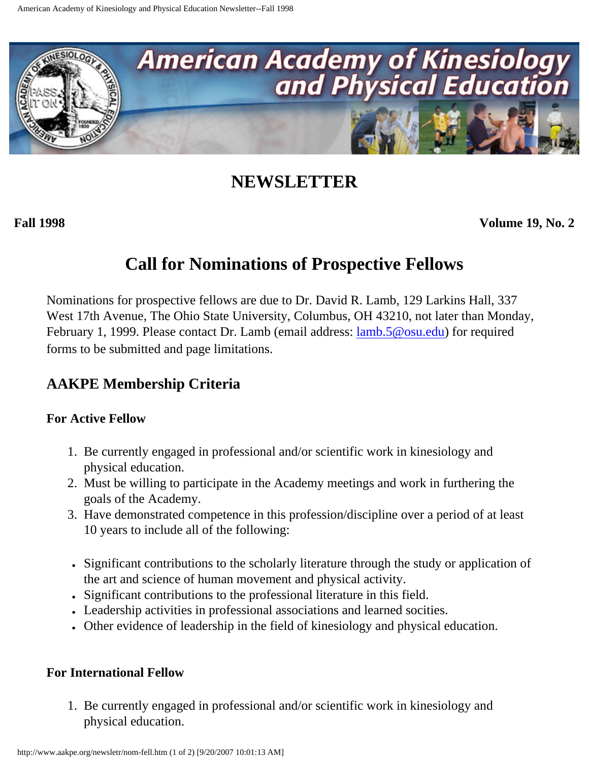# NEWSLETTER

**Fall 1998** **Volume 19, No. 2**

## Call for Nominations of Prospective Fellows

Nominations for prospective fellows are due to Dr. David R. Lamb, 129 Larkins Hall, 337 West 17th Avenue, The Ohio State University, Columbus, OH 43210, not later than Monday, February 1, 1999. Please contact Dr. Lamb (email address: lamb.5@osu.edu) for required forms to be submitted and page limitations.

### AAKPE Membership Criteria

#### For Active Fellow

1. Be currently engaged in professional and/or scientific work in kinesiology and physical education.
2. Must be willing to participate in the Academy meetings and work in furthering the goals of the Academy.
3. Have demonstrated competence in this profession/discipline over a period of at least 10 years to include all of the following:

- Significant contributions to the scholarly literature through the study or application of the art and science of human movement and physical activity.
- Significant contributions to the professional literature in this field.
- Leadership activities in professional associations and learned socities.
- Other evidence of leadership in the field of kinesiology and physical education.

#### For International Fellow

1. Be currently engaged in professional and/or scientific work in kinesiology and physical education.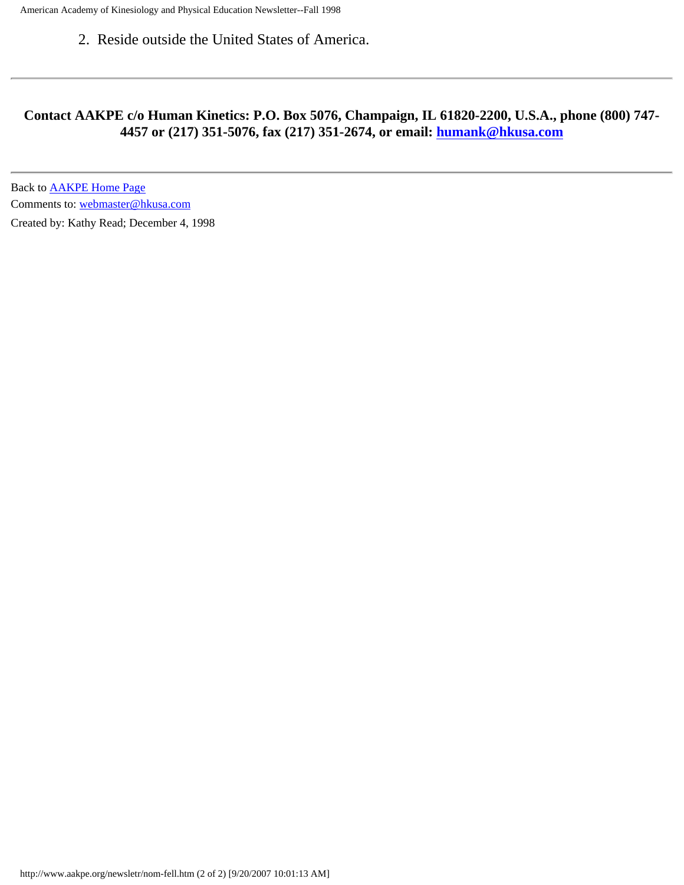2. Reside outside the United States of America.

---

**Contact AAKPE c/o Human Kinetics: P.O. Box 5076, Champaign, IL 61820-2200, U.S.A., phone (800) 747-4457 or (217) 351-5076, fax (217) 351-2674, or email: humank@hkusa.com**

---

Back to AAKPE Home Page

Comments to: webmaster@hkusa.com

Created by: Kathy Read; December 4, 1998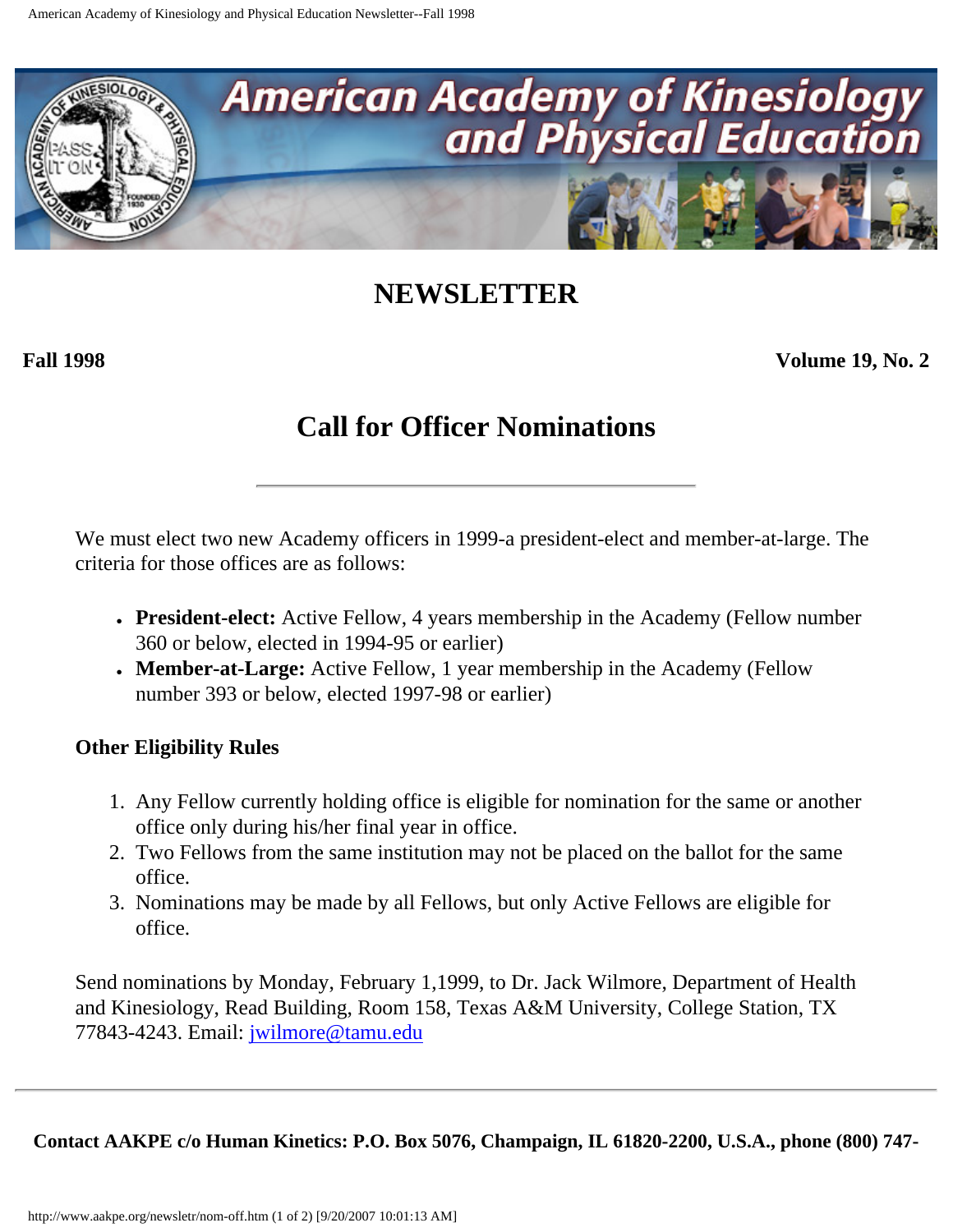# NEWSLETTER

**Fall 1998** **Volume 19, No. 2**

## Call for Officer Nominations

---

We must elect two new Academy officers in 1999-a president-elect and member-at-large. The criteria for those offices are as follows:

- **President-elect:** Active Fellow, 4 years membership in the Academy (Fellow number 360 or below, elected in 1994-95 or earlier)
- **Member-at-Large:** Active Fellow, 1 year membership in the Academy (Fellow number 393 or below, elected 1997-98 or earlier)

### Other Eligibility Rules

1. Any Fellow currently holding office is eligible for nomination for the same or another office only during his/her final year in office.
2. Two Fellows from the same institution may not be placed on the ballot for the same office.
3. Nominations may be made by all Fellows, but only Active Fellows are eligible for office.

Send nominations by Monday, February 1,1999, to Dr. Jack Wilmore, Department of Health and Kinesiology, Read Building, Room 158, Texas A&M University, College Station, TX 77843-4243. Email: jwilmore@tamu.edu

---

**Contact AAKPE c/o Human Kinetics: P.O. Box 5076, Champaign, IL 61820-2200, U.S.A., phone (800) 747-**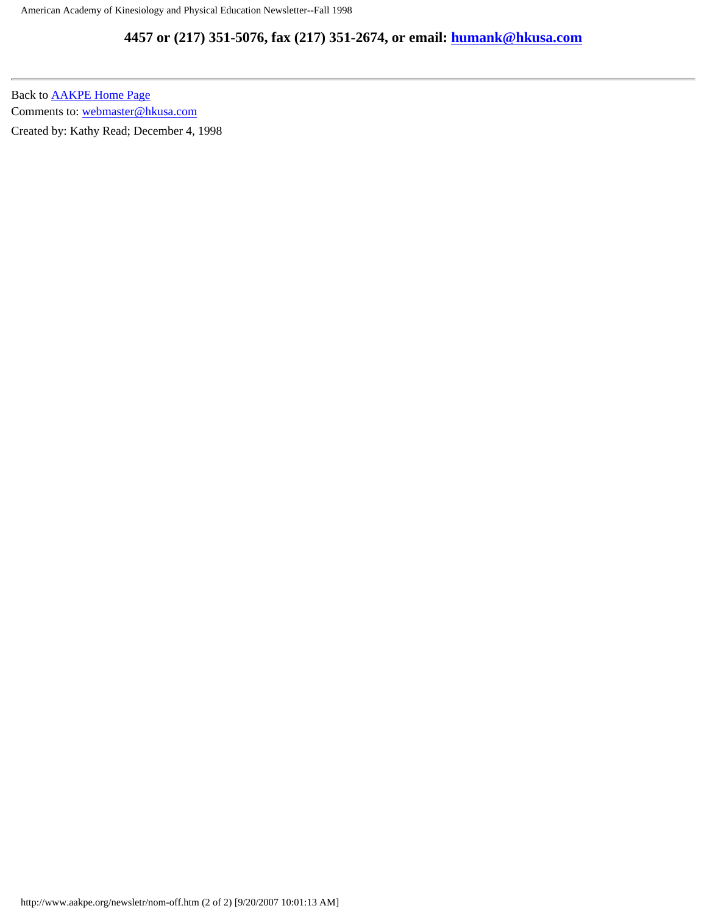**4457 or (217) 351-5076, fax (217) 351-2674, or email: humank@hkusa.com**

---

Back to AAKPE Home Page

Comments to: webmaster@hkusa.com

Created by: Kathy Read; December 4, 1998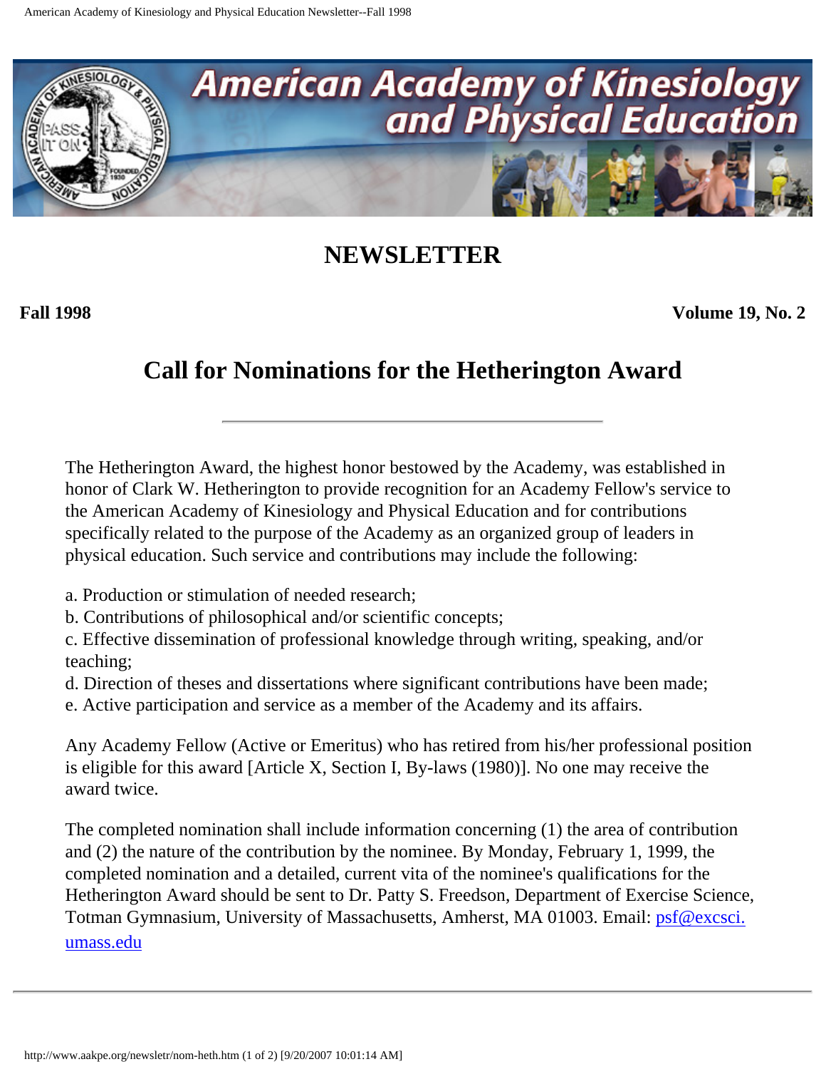# NEWSLETTER

**Fall 1998** **Volume 19, No. 2**

## Call for Nominations for the Hetherington Award

---

The Hetherington Award, the highest honor bestowed by the Academy, was established in honor of Clark W. Hetherington to provide recognition for an Academy Fellow's service to the American Academy of Kinesiology and Physical Education and for contributions specifically related to the purpose of the Academy as an organized group of leaders in physical education. Such service and contributions may include the following:

a. Production or stimulation of needed research;
b. Contributions of philosophical and/or scientific concepts;
c. Effective dissemination of professional knowledge through writing, speaking, and/or teaching;
d. Direction of theses and dissertations where significant contributions have been made;
e. Active participation and service as a member of the Academy and its affairs.

Any Academy Fellow (Active or Emeritus) who has retired from his/her professional position is eligible for this award [Article X, Section I, By-laws (1980)]. No one may receive the award twice.

The completed nomination shall include information concerning (1) the area of contribution and (2) the nature of the contribution by the nominee. By Monday, February 1, 1999, the completed nomination and a detailed, current vita of the nominee's qualifications for the Hetherington Award should be sent to Dr. Patty S. Freedson, Department of Exercise Science, Totman Gymnasium, University of Massachusetts, Amherst, MA 01003. Email: psf@excsci.umass.edu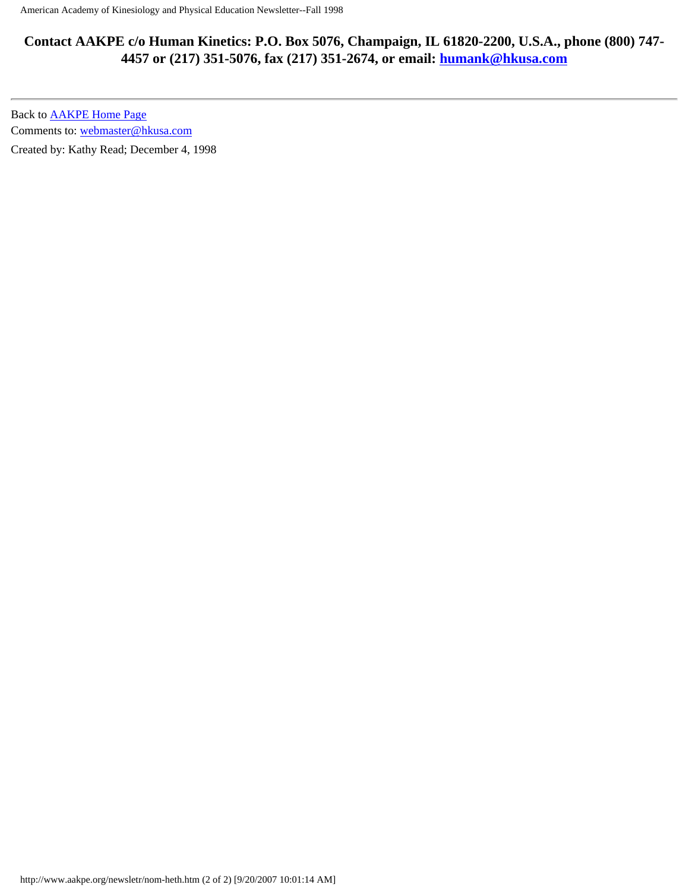**Contact AAKPE c/o Human Kinetics: P.O. Box 5076, Champaign, IL 61820-2200, U.S.A., phone (800) 747-4457 or (217) 351-5076, fax (217) 351-2674, or email: humank@hkusa.com**

---

Back to AAKPE Home Page

Comments to: webmaster@hkusa.com

Created by: Kathy Read; December 4, 1998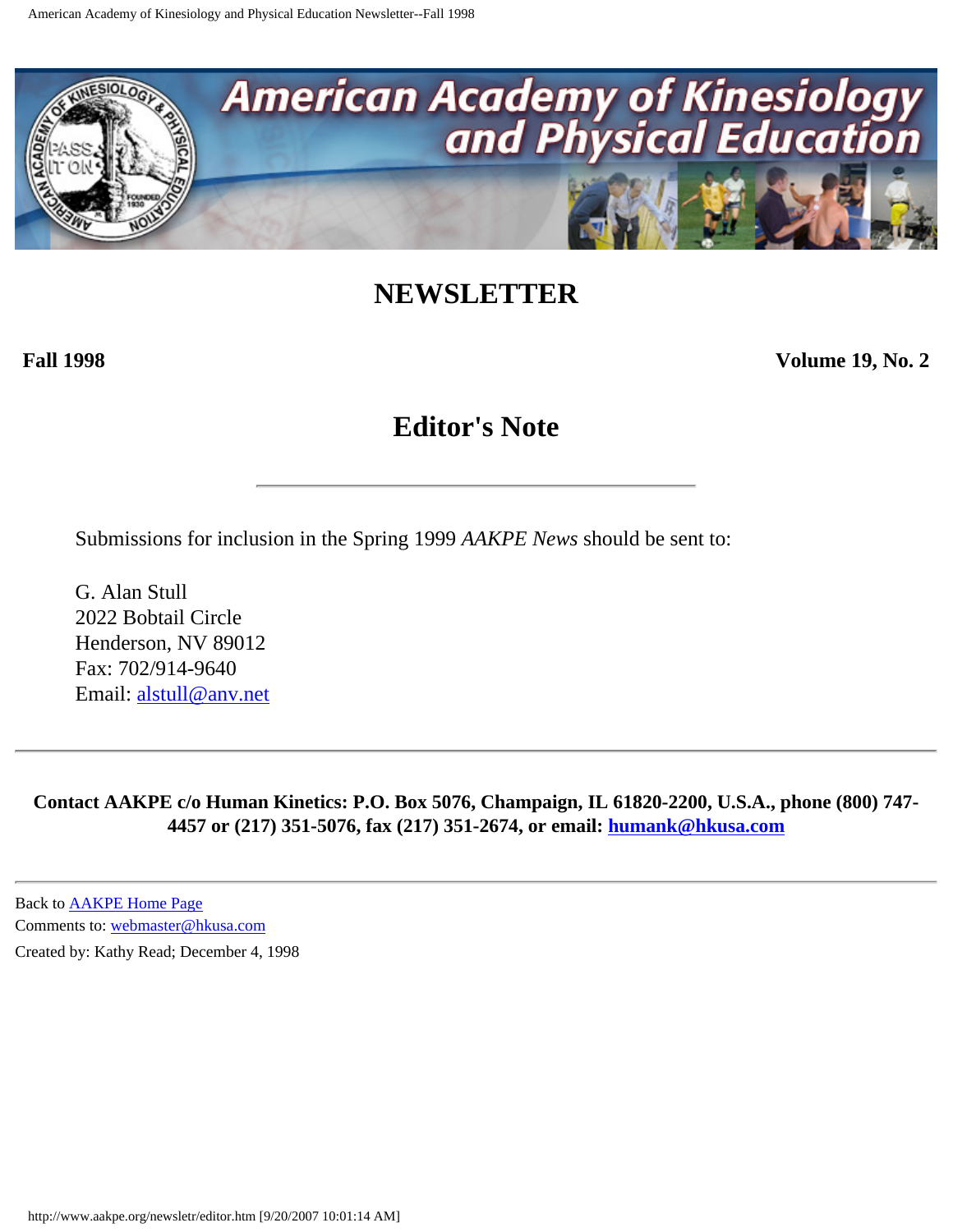# NEWSLETTER

**Fall 1998** **Volume 19, No. 2**

## Editor's Note

---

Submissions for inclusion in the Spring 1999 *AAKPE News* should be sent to:

G. Alan Stull
2022 Bobtail Circle
Henderson, NV 89012
Fax: 702/914-9640
Email: alstull@anv.net

---

**Contact AAKPE c/o Human Kinetics: P.O. Box 5076, Champaign, IL 61820-2200, U.S.A., phone (800) 747-4457 or (217) 351-5076, fax (217) 351-2674, or email: humank@hkusa.com**

---

Back to AAKPE Home Page
Comments to: webmaster@hkusa.com
Created by: Kathy Read; December 4, 1998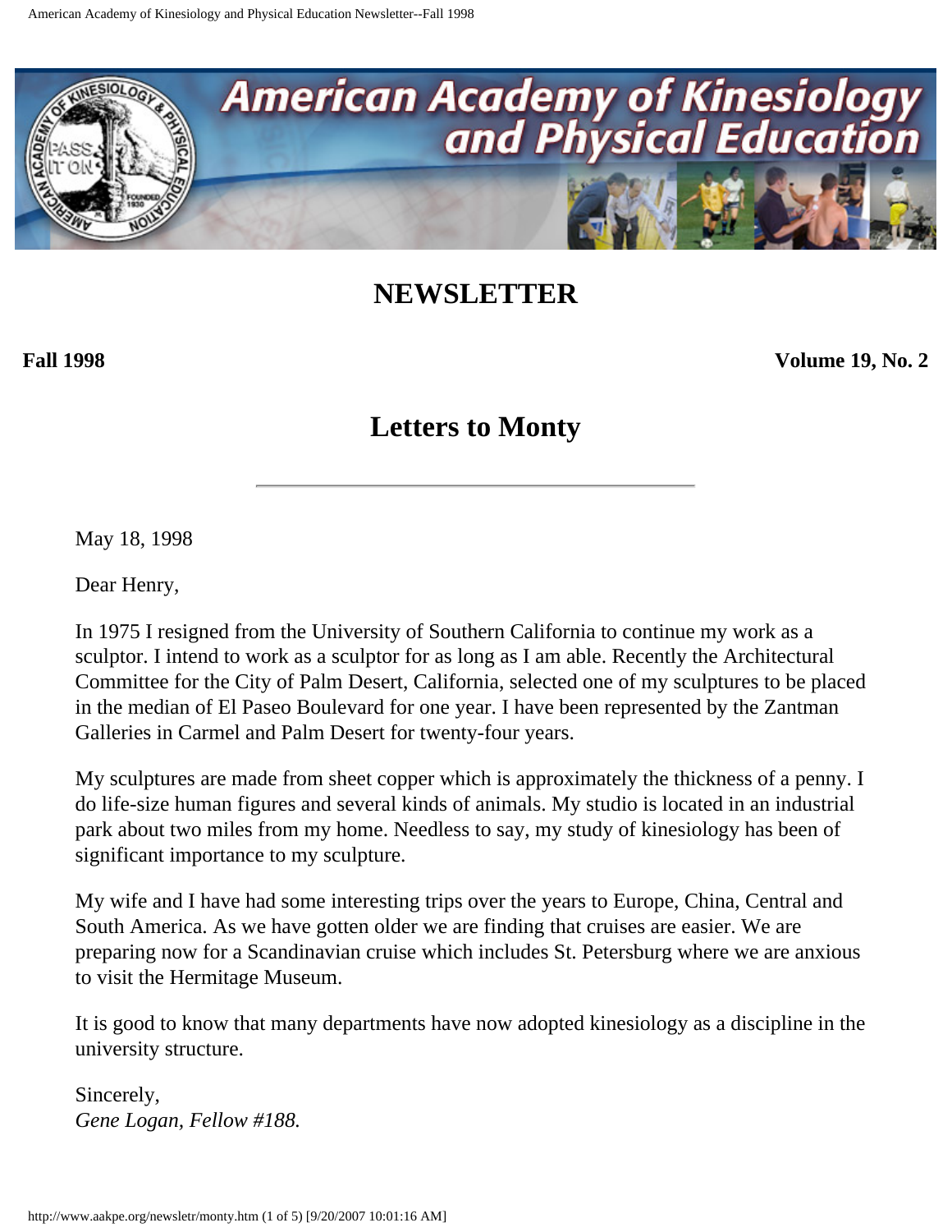# American Academy of Kinesiology and Physical Education

## NEWSLETTER

**Fall 1998** **Volume 19, No. 2**

## Letters to Monty

---

May 18, 1998

Dear Henry,

In 1975 I resigned from the University of Southern California to continue my work as a sculptor. I intend to work as a sculptor for as long as I am able. Recently the Architectural Committee for the City of Palm Desert, California, selected one of my sculptures to be placed in the median of El Paseo Boulevard for one year. I have been represented by the Zantman Galleries in Carmel and Palm Desert for twenty-four years.

My sculptures are made from sheet copper which is approximately the thickness of a penny. I do life-size human figures and several kinds of animals. My studio is located in an industrial park about two miles from my home. Needless to say, my study of kinesiology has been of significant importance to my sculpture.

My wife and I have had some interesting trips over the years to Europe, China, Central and South America. As we have gotten older we are finding that cruises are easier. We are preparing now for a Scandinavian cruise which includes St. Petersburg where we are anxious to visit the Hermitage Museum.

It is good to know that many departments have now adopted kinesiology as a discipline in the university structure.

Sincerely,
*Gene Logan, Fellow #188.*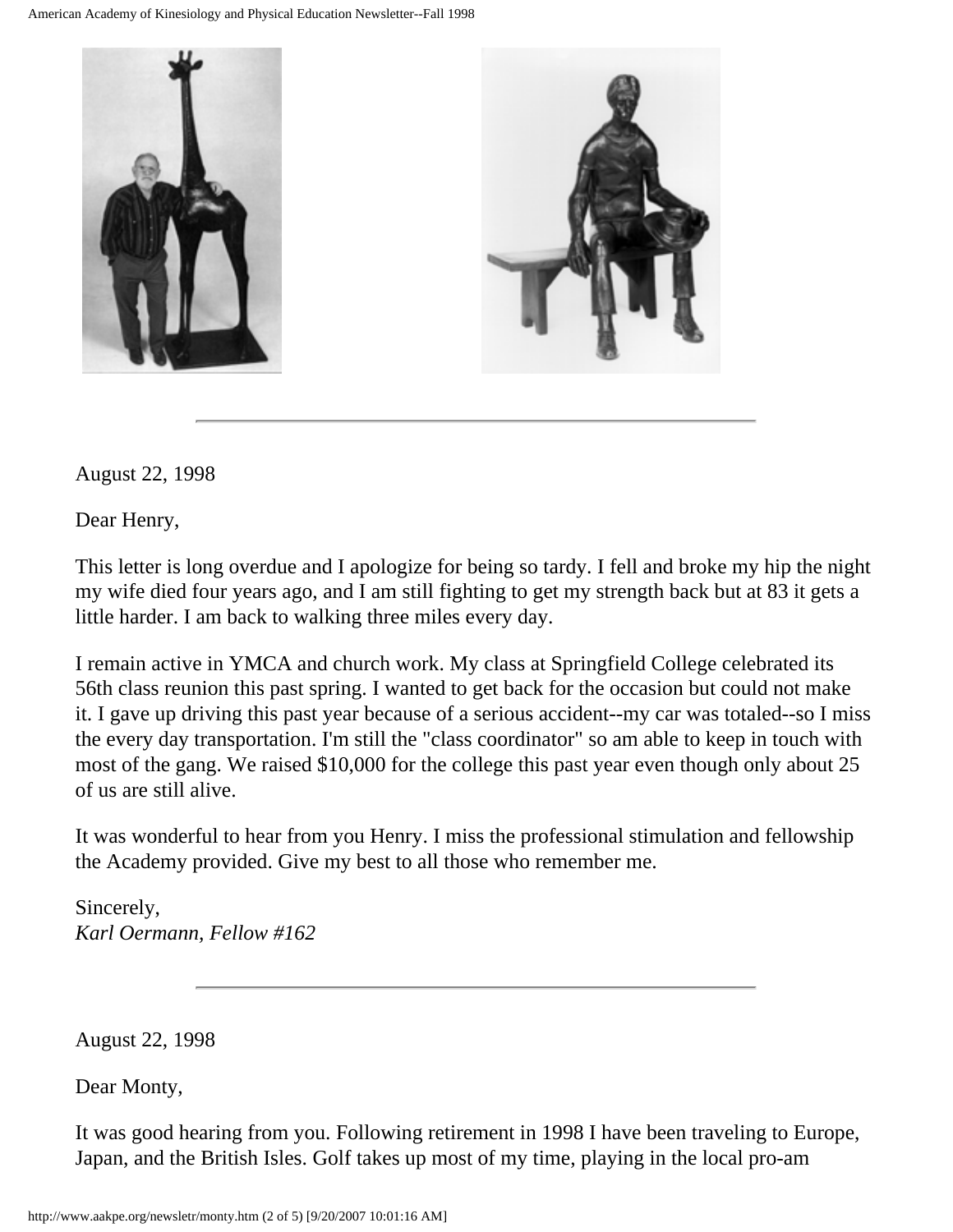---

August 22, 1998

Dear Henry,

This letter is long overdue and I apologize for being so tardy. I fell and broke my hip the night my wife died four years ago, and I am still fighting to get my strength back but at 83 it gets a little harder. I am back to walking three miles every day.

I remain active in YMCA and church work. My class at Springfield College celebrated its 56th class reunion this past spring. I wanted to get back for the occasion but could not make it. I gave up driving this past year because of a serious accident--my car was totaled--so I miss the every day transportation. I'm still the "class coordinator" so am able to keep in touch with most of the gang. We raised $10,000 for the college this past year even though only about 25 of us are still alive.

It was wonderful to hear from you Henry. I miss the professional stimulation and fellowship the Academy provided. Give my best to all those who remember me.

Sincerely,
*Karl Oermann, Fellow #162*

---

August 22, 1998

Dear Monty,

It was good hearing from you. Following retirement in 1998 I have been traveling to Europe, Japan, and the British Isles. Golf takes up most of my time, playing in the local pro-am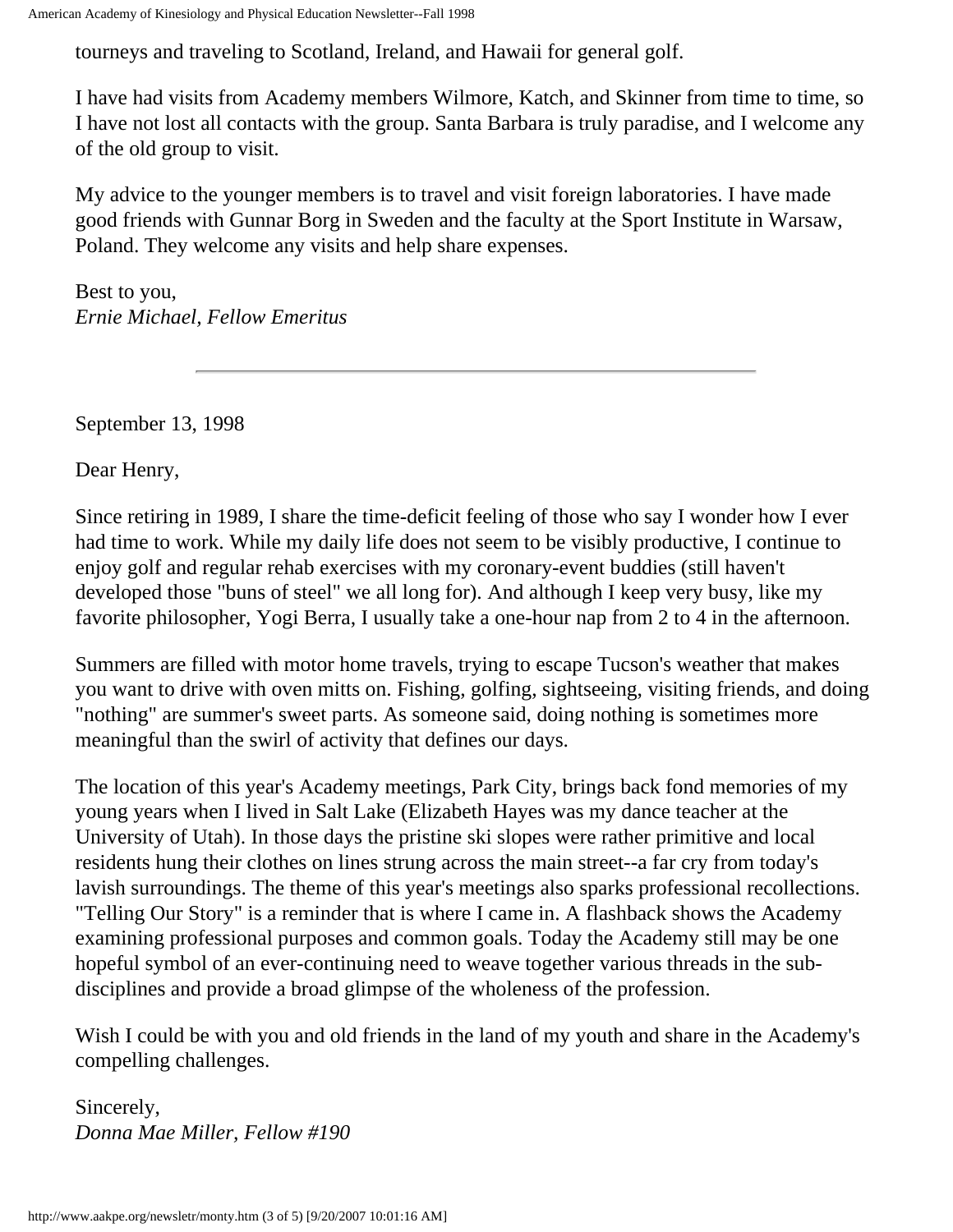tourneys and traveling to Scotland, Ireland, and Hawaii for general golf.

I have had visits from Academy members Wilmore, Katch, and Skinner from time to time, so I have not lost all contacts with the group. Santa Barbara is truly paradise, and I welcome any of the old group to visit.

My advice to the younger members is to travel and visit foreign laboratories. I have made good friends with Gunnar Borg in Sweden and the faculty at the Sport Institute in Warsaw, Poland. They welcome any visits and help share expenses.

Best to you,
*Ernie Michael, Fellow Emeritus*

---

September 13, 1998

Dear Henry,

Since retiring in 1989, I share the time-deficit feeling of those who say I wonder how I ever had time to work. While my daily life does not seem to be visibly productive, I continue to enjoy golf and regular rehab exercises with my coronary-event buddies (still haven't developed those "buns of steel" we all long for). And although I keep very busy, like my favorite philosopher, Yogi Berra, I usually take a one-hour nap from 2 to 4 in the afternoon.

Summers are filled with motor home travels, trying to escape Tucson's weather that makes you want to drive with oven mitts on. Fishing, golfing, sightseeing, visiting friends, and doing "nothing" are summer's sweet parts. As someone said, doing nothing is sometimes more meaningful than the swirl of activity that defines our days.

The location of this year's Academy meetings, Park City, brings back fond memories of my young years when I lived in Salt Lake (Elizabeth Hayes was my dance teacher at the University of Utah). In those days the pristine ski slopes were rather primitive and local residents hung their clothes on lines strung across the main street--a far cry from today's lavish surroundings. The theme of this year's meetings also sparks professional recollections. "Telling Our Story" is a reminder that is where I came in. A flashback shows the Academy examining professional purposes and common goals. Today the Academy still may be one hopeful symbol of an ever-continuing need to weave together various threads in the sub-disciplines and provide a broad glimpse of the wholeness of the profession.

Wish I could be with you and old friends in the land of my youth and share in the Academy's compelling challenges.

Sincerely,
*Donna Mae Miller, Fellow #190*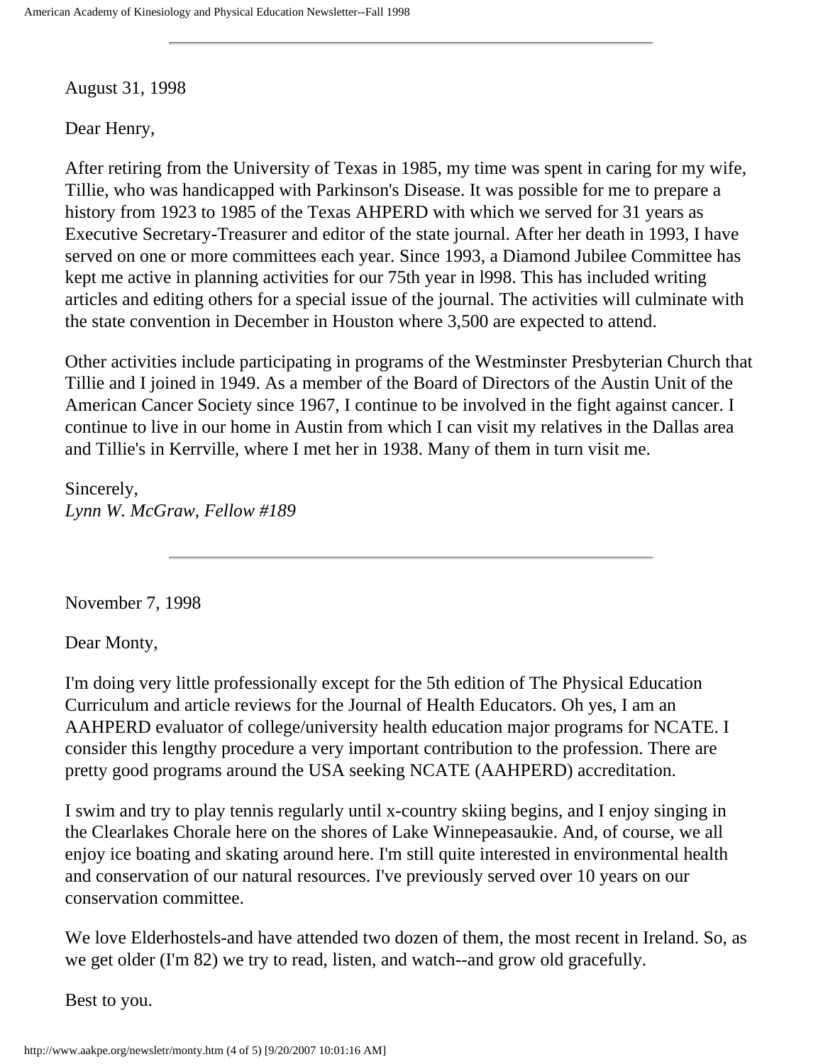---

August 31, 1998

Dear Henry,

After retiring from the University of Texas in 1985, my time was spent in caring for my wife, Tillie, who was handicapped with Parkinson's Disease. It was possible for me to prepare a history from 1923 to 1985 of the Texas AHPERD with which we served for 31 years as Executive Secretary-Treasurer and editor of the state journal. After her death in 1993, I have served on one or more committees each year. Since 1993, a Diamond Jubilee Committee has kept me active in planning activities for our 75th year in l998. This has included writing articles and editing others for a special issue of the journal. The activities will culminate with the state convention in December in Houston where 3,500 are expected to attend.

Other activities include participating in programs of the Westminster Presbyterian Church that Tillie and I joined in 1949. As a member of the Board of Directors of the Austin Unit of the American Cancer Society since 1967, I continue to be involved in the fight against cancer. I continue to live in our home in Austin from which I can visit my relatives in the Dallas area and Tillie's in Kerrville, where I met her in 1938. Many of them in turn visit me.

Sincerely,
*Lynn W. McGraw, Fellow #189*

---

November 7, 1998

Dear Monty,

I'm doing very little professionally except for the 5th edition of The Physical Education Curriculum and article reviews for the Journal of Health Educators. Oh yes, I am an AAHPERD evaluator of college/university health education major programs for NCATE. I consider this lengthy procedure a very important contribution to the profession. There are pretty good programs around the USA seeking NCATE (AAHPERD) accreditation.

I swim and try to play tennis regularly until x-country skiing begins, and I enjoy singing in the Clearlakes Chorale here on the shores of Lake Winnepeasaukie. And, of course, we all enjoy ice boating and skating around here. I'm still quite interested in environmental health and conservation of our natural resources. I've previously served over 10 years on our conservation committee.

We love Elderhostels-and have attended two dozen of them, the most recent in Ireland. So, as we get older (I'm 82) we try to read, listen, and watch--and grow old gracefully.

Best to you.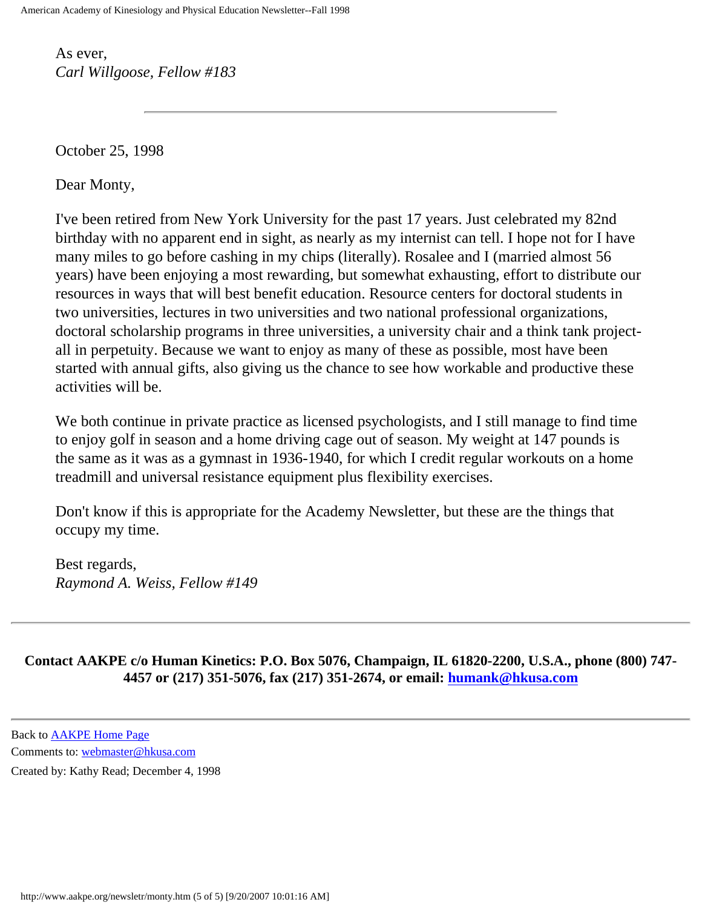As ever,
*Carl Willgoose, Fellow #183*

---

October 25, 1998

Dear Monty,

I've been retired from New York University for the past 17 years. Just celebrated my 82nd birthday with no apparent end in sight, as nearly as my internist can tell. I hope not for I have many miles to go before cashing in my chips (literally). Rosalee and I (married almost 56 years) have been enjoying a most rewarding, but somewhat exhausting, effort to distribute our resources in ways that will best benefit education. Resource centers for doctoral students in two universities, lectures in two universities and two national professional organizations, doctoral scholarship programs in three universities, a university chair and a think tank project-all in perpetuity. Because we want to enjoy as many of these as possible, most have been started with annual gifts, also giving us the chance to see how workable and productive these activities will be.

We both continue in private practice as licensed psychologists, and I still manage to find time to enjoy golf in season and a home driving cage out of season. My weight at 147 pounds is the same as it was as a gymnast in 1936-1940, for which I credit regular workouts on a home treadmill and universal resistance equipment plus flexibility exercises.

Don't know if this is appropriate for the Academy Newsletter, but these are the things that occupy my time.

Best regards,
*Raymond A. Weiss, Fellow #149*

---

**Contact AAKPE c/o Human Kinetics: P.O. Box 5076, Champaign, IL 61820-2200, U.S.A., phone (800) 747-4457 or (217) 351-5076, fax (217) 351-2674, or email: humank@hkusa.com**

---

Back to AAKPE Home Page
Comments to: webmaster@hkusa.com
Created by: Kathy Read; December 4, 1998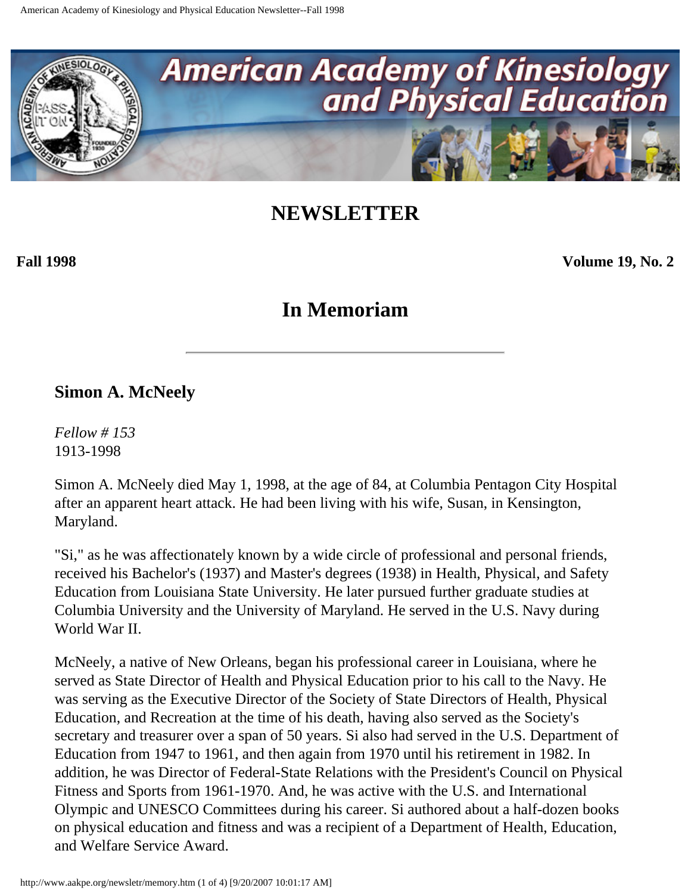# NEWSLETTER

**Fall 1998** **Volume 19, No. 2**

## In Memoriam

---

### Simon A. McNeely

*Fellow # 153*
1913-1998

Simon A. McNeely died May 1, 1998, at the age of 84, at Columbia Pentagon City Hospital after an apparent heart attack. He had been living with his wife, Susan, in Kensington, Maryland.

"Si," as he was affectionately known by a wide circle of professional and personal friends, received his Bachelor's (1937) and Master's degrees (1938) in Health, Physical, and Safety Education from Louisiana State University. He later pursued further graduate studies at Columbia University and the University of Maryland. He served in the U.S. Navy during World War II.

McNeely, a native of New Orleans, began his professional career in Louisiana, where he served as State Director of Health and Physical Education prior to his call to the Navy. He was serving as the Executive Director of the Society of State Directors of Health, Physical Education, and Recreation at the time of his death, having also served as the Society's secretary and treasurer over a span of 50 years. Si also had served in the U.S. Department of Education from 1947 to 1961, and then again from 1970 until his retirement in 1982. In addition, he was Director of Federal-State Relations with the President's Council on Physical Fitness and Sports from 1961-1970. And, he was active with the U.S. and International Olympic and UNESCO Committees during his career. Si authored about a half-dozen books on physical education and fitness and was a recipient of a Department of Health, Education, and Welfare Service Award.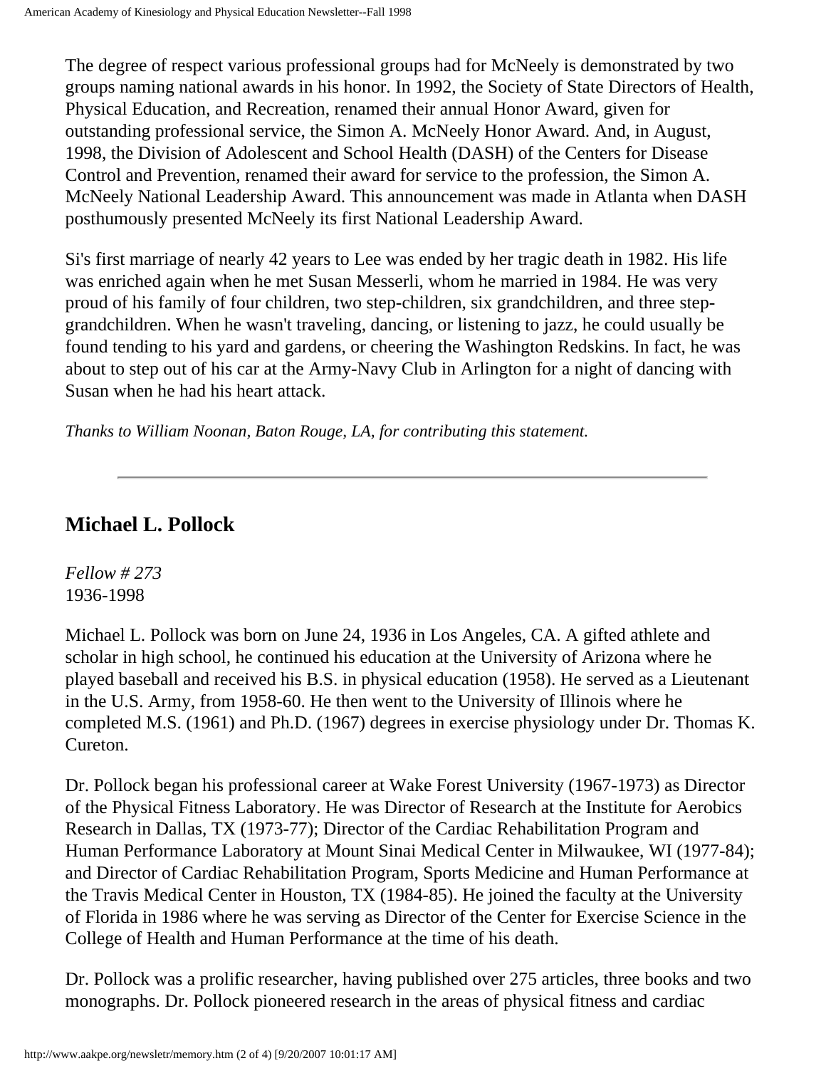The degree of respect various professional groups had for McNeely is demonstrated by two groups naming national awards in his honor. In 1992, the Society of State Directors of Health, Physical Education, and Recreation, renamed their annual Honor Award, given for outstanding professional service, the Simon A. McNeely Honor Award. And, in August, 1998, the Division of Adolescent and School Health (DASH) of the Centers for Disease Control and Prevention, renamed their award for service to the profession, the Simon A. McNeely National Leadership Award. This announcement was made in Atlanta when DASH posthumously presented McNeely its first National Leadership Award.

Si's first marriage of nearly 42 years to Lee was ended by her tragic death in 1982. His life was enriched again when he met Susan Messerli, whom he married in 1984. He was very proud of his family of four children, two step-children, six grandchildren, and three step-grandchildren. When he wasn't traveling, dancing, or listening to jazz, he could usually be found tending to his yard and gardens, or cheering the Washington Redskins. In fact, he was about to step out of his car at the Army-Navy Club in Arlington for a night of dancing with Susan when he had his heart attack.

*Thanks to William Noonan, Baton Rouge, LA, for contributing this statement.*

---

## Michael L. Pollock

*Fellow # 273*
1936-1998

Michael L. Pollock was born on June 24, 1936 in Los Angeles, CA. A gifted athlete and scholar in high school, he continued his education at the University of Arizona where he played baseball and received his B.S. in physical education (1958). He served as a Lieutenant in the U.S. Army, from 1958-60. He then went to the University of Illinois where he completed M.S. (1961) and Ph.D. (1967) degrees in exercise physiology under Dr. Thomas K. Cureton.

Dr. Pollock began his professional career at Wake Forest University (1967-1973) as Director of the Physical Fitness Laboratory. He was Director of Research at the Institute for Aerobics Research in Dallas, TX (1973-77); Director of the Cardiac Rehabilitation Program and Human Performance Laboratory at Mount Sinai Medical Center in Milwaukee, WI (1977-84); and Director of Cardiac Rehabilitation Program, Sports Medicine and Human Performance at the Travis Medical Center in Houston, TX (1984-85). He joined the faculty at the University of Florida in 1986 where he was serving as Director of the Center for Exercise Science in the College of Health and Human Performance at the time of his death.

Dr. Pollock was a prolific researcher, having published over 275 articles, three books and two monographs. Dr. Pollock pioneered research in the areas of physical fitness and cardiac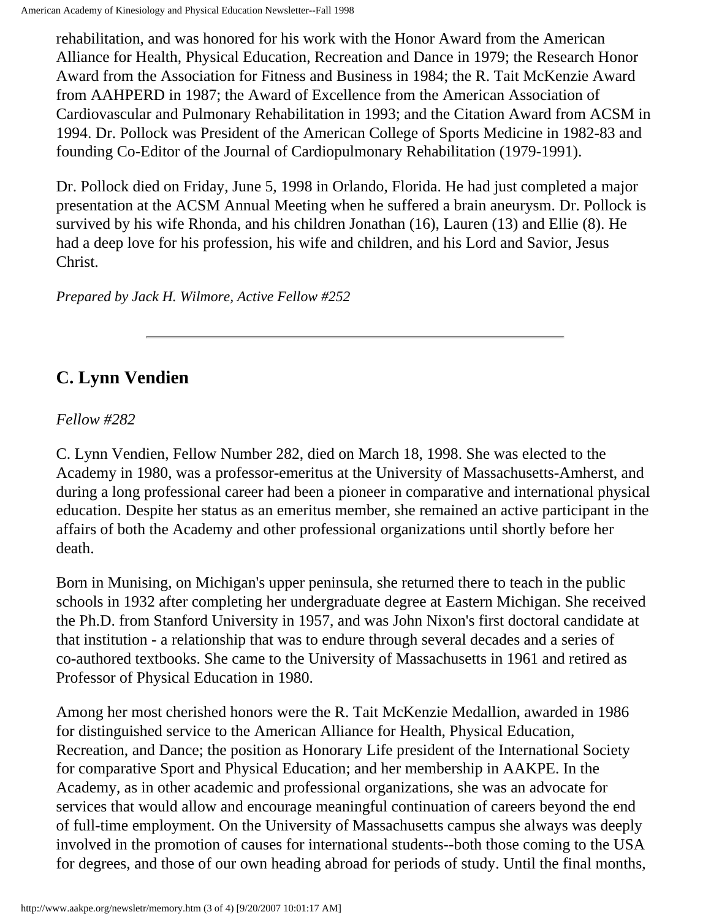rehabilitation, and was honored for his work with the Honor Award from the American Alliance for Health, Physical Education, Recreation and Dance in 1979; the Research Honor Award from the Association for Fitness and Business in 1984; the R. Tait McKenzie Award from AAHPERD in 1987; the Award of Excellence from the American Association of Cardiovascular and Pulmonary Rehabilitation in 1993; and the Citation Award from ACSM in 1994. Dr. Pollock was President of the American College of Sports Medicine in 1982-83 and founding Co-Editor of the Journal of Cardiopulmonary Rehabilitation (1979-1991).

Dr. Pollock died on Friday, June 5, 1998 in Orlando, Florida. He had just completed a major presentation at the ACSM Annual Meeting when he suffered a brain aneurysm. Dr. Pollock is survived by his wife Rhonda, and his children Jonathan (16), Lauren (13) and Ellie (8). He had a deep love for his profession, his wife and children, and his Lord and Savior, Jesus Christ.

*Prepared by Jack H. Wilmore, Active Fellow #252*

---

## C. Lynn Vendien

*Fellow #282*

C. Lynn Vendien, Fellow Number 282, died on March 18, 1998. She was elected to the Academy in 1980, was a professor-emeritus at the University of Massachusetts-Amherst, and during a long professional career had been a pioneer in comparative and international physical education. Despite her status as an emeritus member, she remained an active participant in the affairs of both the Academy and other professional organizations until shortly before her death.

Born in Munising, on Michigan's upper peninsula, she returned there to teach in the public schools in 1932 after completing her undergraduate degree at Eastern Michigan. She received the Ph.D. from Stanford University in 1957, and was John Nixon's first doctoral candidate at that institution - a relationship that was to endure through several decades and a series of co-authored textbooks. She came to the University of Massachusetts in 1961 and retired as Professor of Physical Education in 1980.

Among her most cherished honors were the R. Tait McKenzie Medallion, awarded in 1986 for distinguished service to the American Alliance for Health, Physical Education, Recreation, and Dance; the position as Honorary Life president of the International Society for comparative Sport and Physical Education; and her membership in AAKPE. In the Academy, as in other academic and professional organizations, she was an advocate for services that would allow and encourage meaningful continuation of careers beyond the end of full-time employment. On the University of Massachusetts campus she always was deeply involved in the promotion of causes for international students--both those coming to the USA for degrees, and those of our own heading abroad for periods of study. Until the final months,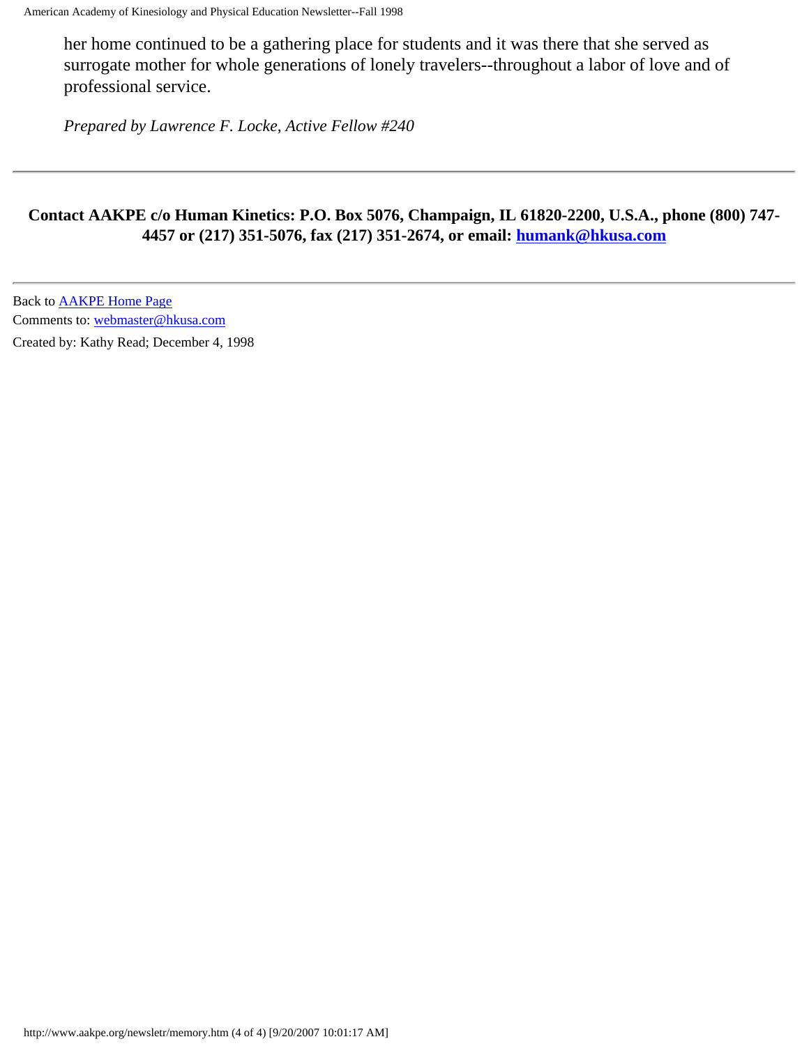her home continued to be a gathering place for students and it was there that she served as surrogate mother for whole generations of lonely travelers--throughout a labor of love and of professional service.

*Prepared by Lawrence F. Locke, Active Fellow #240*

---

**Contact AAKPE c/o Human Kinetics: P.O. Box 5076, Champaign, IL 61820-2200, U.S.A., phone (800) 747-4457 or (217) 351-5076, fax (217) 351-2674, or email: humank@hkusa.com**

---

Back to AAKPE Home Page
Comments to: webmaster@hkusa.com

Created by: Kathy Read; December 4, 1998